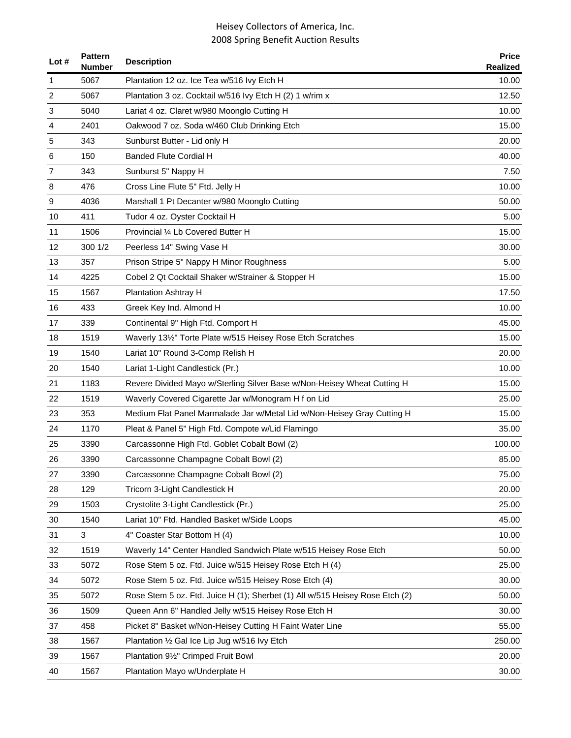# Heisey Collectors of America, Inc.
## 2008 Spring Benefit Auction Results

| Lot # | Pattern Number | Description | Price Realized |
|---|---|---|---|
| 1 | 5067 | Plantation 12 oz. Ice Tea w/516 Ivy Etch H | 10.00 |
| 2 | 5067 | Plantation 3 oz. Cocktail w/516 Ivy Etch H (2) 1 w/rim x | 12.50 |
| 3 | 5040 | Lariat 4 oz. Claret w/980 Moonglo Cutting H | 10.00 |
| 4 | 2401 | Oakwood 7 oz. Soda w/460 Club Drinking Etch | 15.00 |
| 5 | 343 | Sunburst Butter - Lid only H | 20.00 |
| 6 | 150 | Banded Flute Cordial H | 40.00 |
| 7 | 343 | Sunburst 5" Nappy H | 7.50 |
| 8 | 476 | Cross Line Flute 5" Ftd. Jelly H | 10.00 |
| 9 | 4036 | Marshall 1 Pt Decanter w/980 Moonglo Cutting | 50.00 |
| 10 | 411 | Tudor 4 oz. Oyster Cocktail H | 5.00 |
| 11 | 1506 | Provincial ¼ Lb Covered Butter H | 15.00 |
| 12 | 300 1/2 | Peerless 14" Swing Vase H | 30.00 |
| 13 | 357 | Prison Stripe 5" Nappy H Minor Roughness | 5.00 |
| 14 | 4225 | Cobel 2 Qt Cocktail Shaker w/Strainer & Stopper H | 15.00 |
| 15 | 1567 | Plantation Ashtray H | 17.50 |
| 16 | 433 | Greek Key Ind. Almond H | 10.00 |
| 17 | 339 | Continental 9" High Ftd. Comport H | 45.00 |
| 18 | 1519 | Waverly 13½" Torte Plate w/515 Heisey Rose Etch Scratches | 15.00 |
| 19 | 1540 | Lariat 10" Round 3-Comp Relish H | 20.00 |
| 20 | 1540 | Lariat 1-Light Candlestick (Pr.) | 10.00 |
| 21 | 1183 | Revere Divided Mayo w/Sterling Silver Base w/Non-Heisey Wheat Cutting H | 15.00 |
| 22 | 1519 | Waverly Covered Cigarette Jar w/Monogram H f on Lid | 25.00 |
| 23 | 353 | Medium Flat Panel Marmalade Jar w/Metal Lid w/Non-Heisey Gray Cutting H | 15.00 |
| 24 | 1170 | Pleat & Panel 5" High Ftd. Compote w/Lid Flamingo | 35.00 |
| 25 | 3390 | Carcassonne High Ftd. Goblet Cobalt Bowl (2) | 100.00 |
| 26 | 3390 | Carcassonne Champagne Cobalt Bowl (2) | 85.00 |
| 27 | 3390 | Carcassonne Champagne Cobalt Bowl (2) | 75.00 |
| 28 | 129 | Tricorn 3-Light Candlestick H | 20.00 |
| 29 | 1503 | Crystolite 3-Light Candlestick (Pr.) | 25.00 |
| 30 | 1540 | Lariat 10" Ftd. Handled Basket w/Side Loops | 45.00 |
| 31 | 3 | 4" Coaster Star Bottom H (4) | 10.00 |
| 32 | 1519 | Waverly 14" Center Handled Sandwich Plate w/515 Heisey Rose Etch | 50.00 |
| 33 | 5072 | Rose Stem 5 oz. Ftd. Juice w/515 Heisey Rose Etch H (4) | 25.00 |
| 34 | 5072 | Rose Stem 5 oz. Ftd. Juice w/515 Heisey Rose Etch (4) | 30.00 |
| 35 | 5072 | Rose Stem 5 oz. Ftd. Juice H (1); Sherbet (1) All w/515 Heisey Rose Etch (2) | 50.00 |
| 36 | 1509 | Queen Ann 6" Handled Jelly w/515 Heisey Rose Etch H | 30.00 |
| 37 | 458 | Picket 8" Basket w/Non-Heisey Cutting H Faint Water Line | 55.00 |
| 38 | 1567 | Plantation ½ Gal Ice Lip Jug w/516 Ivy Etch | 250.00 |
| 39 | 1567 | Plantation 9½" Crimped Fruit Bowl | 20.00 |
| 40 | 1567 | Plantation Mayo w/Underplate H | 30.00 |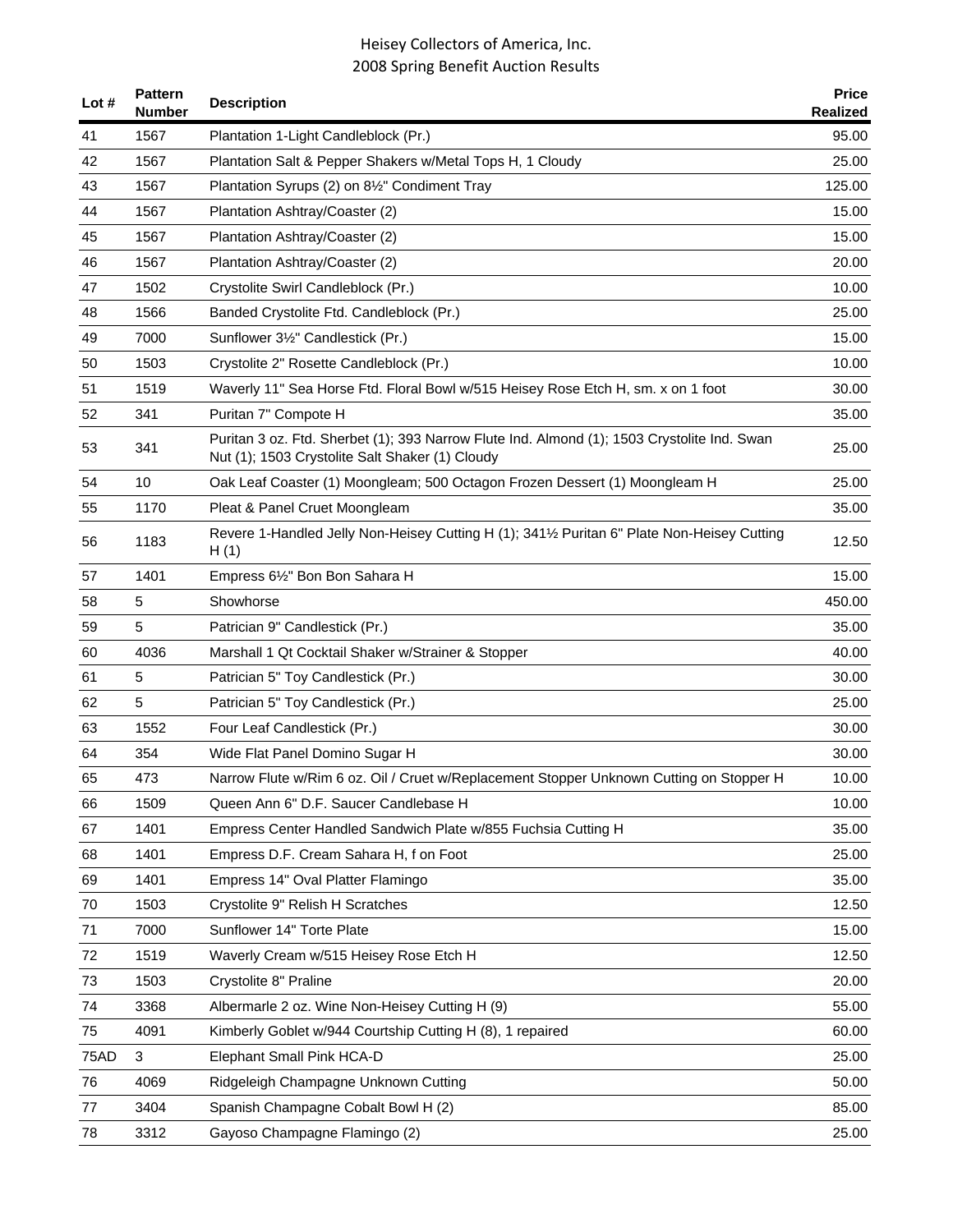| Lot # | Pattern Number | Description | Price Realized |
|---|---|---|---|
| 41 | 1567 | Plantation 1-Light Candleblock (Pr.) | 95.00 |
| 42 | 1567 | Plantation Salt & Pepper Shakers w/Metal Tops H, 1 Cloudy | 25.00 |
| 43 | 1567 | Plantation Syrups (2) on 8½" Condiment Tray | 125.00 |
| 44 | 1567 | Plantation Ashtray/Coaster (2) | 15.00 |
| 45 | 1567 | Plantation Ashtray/Coaster (2) | 15.00 |
| 46 | 1567 | Plantation Ashtray/Coaster (2) | 20.00 |
| 47 | 1502 | Crystolite Swirl Candleblock (Pr.) | 10.00 |
| 48 | 1566 | Banded Crystolite Ftd. Candleblock (Pr.) | 25.00 |
| 49 | 7000 | Sunflower 3½" Candlestick (Pr.) | 15.00 |
| 50 | 1503 | Crystolite 2" Rosette Candleblock (Pr.) | 10.00 |
| 51 | 1519 | Waverly 11" Sea Horse Ftd. Floral Bowl w/515 Heisey Rose Etch H, sm. x on 1 foot | 30.00 |
| 52 | 341 | Puritan 7" Compote H | 35.00 |
| 53 | 341 | Puritan 3 oz. Ftd. Sherbet (1); 393 Narrow Flute Ind. Almond (1); 1503 Crystolite Ind. Swan Nut (1); 1503 Crystolite Salt Shaker (1) Cloudy | 25.00 |
| 54 | 10 | Oak Leaf Coaster (1) Moongleam; 500 Octagon Frozen Dessert (1) Moongleam H | 25.00 |
| 55 | 1170 | Pleat & Panel Cruet Moongleam | 35.00 |
| 56 | 1183 | Revere 1-Handled Jelly Non-Heisey Cutting H (1); 341½ Puritan 6" Plate Non-Heisey Cutting H (1) | 12.50 |
| 57 | 1401 | Empress 6½" Bon Bon Sahara H | 15.00 |
| 58 | 5 | Showhorse | 450.00 |
| 59 | 5 | Patrician 9" Candlestick (Pr.) | 35.00 |
| 60 | 4036 | Marshall 1 Qt Cocktail Shaker w/Strainer & Stopper | 40.00 |
| 61 | 5 | Patrician 5" Toy Candlestick (Pr.) | 30.00 |
| 62 | 5 | Patrician 5" Toy Candlestick (Pr.) | 25.00 |
| 63 | 1552 | Four Leaf Candlestick (Pr.) | 30.00 |
| 64 | 354 | Wide Flat Panel Domino Sugar H | 30.00 |
| 65 | 473 | Narrow Flute w/Rim 6 oz. Oil / Cruet w/Replacement Stopper Unknown Cutting on Stopper H | 10.00 |
| 66 | 1509 | Queen Ann 6" D.F. Saucer Candlebase H | 10.00 |
| 67 | 1401 | Empress Center Handled Sandwich Plate w/855 Fuchsia Cutting H | 35.00 |
| 68 | 1401 | Empress D.F. Cream Sahara H, f on Foot | 25.00 |
| 69 | 1401 | Empress 14" Oval Platter Flamingo | 35.00 |
| 70 | 1503 | Crystolite 9" Relish H Scratches | 12.50 |
| 71 | 7000 | Sunflower 14" Torte Plate | 15.00 |
| 72 | 1519 | Waverly Cream w/515 Heisey Rose Etch H | 12.50 |
| 73 | 1503 | Crystolite 8" Praline | 20.00 |
| 74 | 3368 | Albermarle 2 oz. Wine Non-Heisey Cutting H (9) | 55.00 |
| 75 | 4091 | Kimberly Goblet w/944 Courtship Cutting H (8), 1 repaired | 60.00 |
| 75AD | 3 | Elephant Small Pink HCA-D | 25.00 |
| 76 | 4069 | Ridgeleigh Champagne Unknown Cutting | 50.00 |
| 77 | 3404 | Spanish Champagne Cobalt Bowl H (2) | 85.00 |
| 78 | 3312 | Gayoso Champagne Flamingo (2) | 25.00 |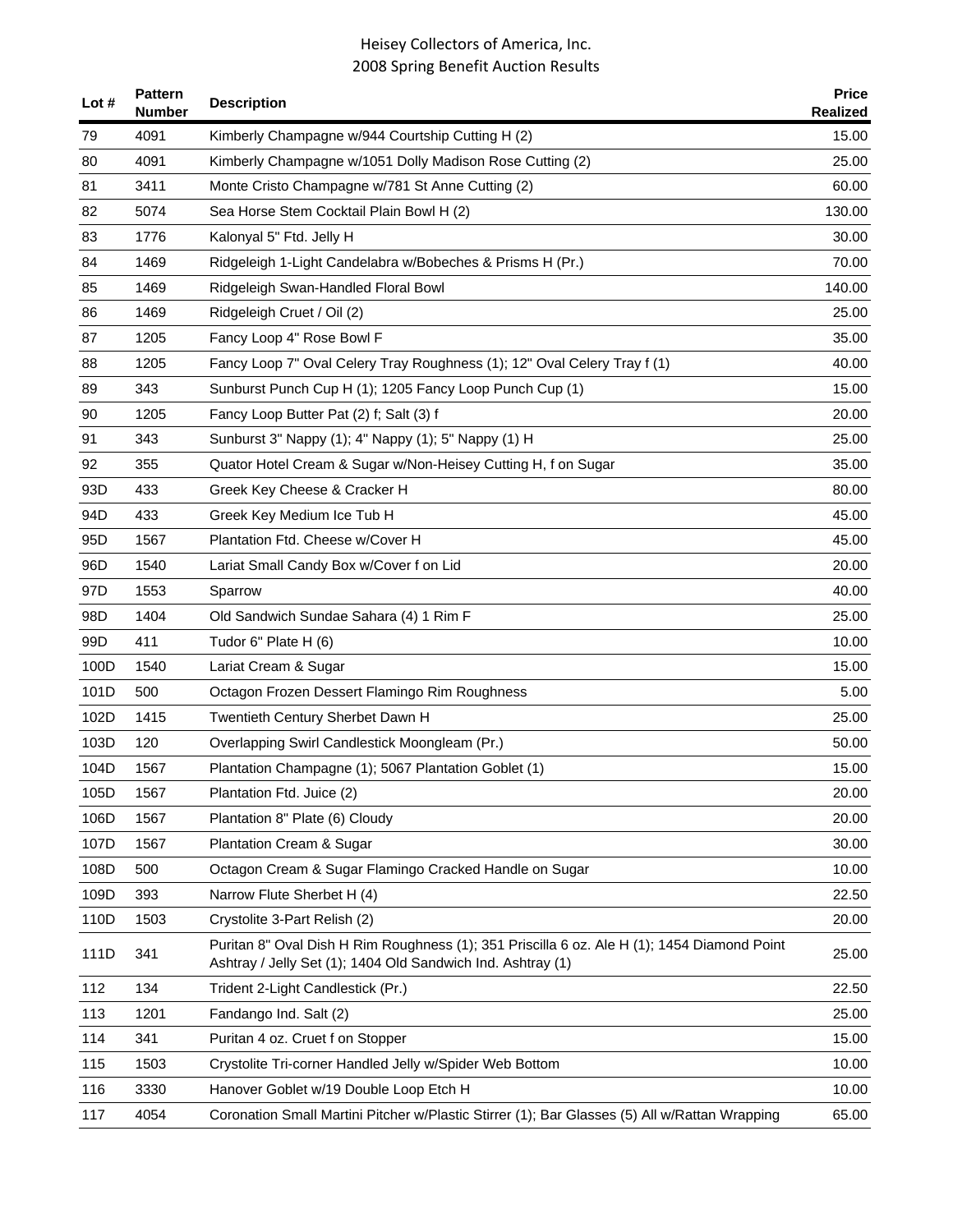Heisey Collectors of America, Inc.
2008 Spring Benefit Auction Results

| Lot # | Pattern Number | Description | Price Realized |
|---|---|---|---|
| 79 | 4091 | Kimberly Champagne w/944 Courtship Cutting H (2) | 15.00 |
| 80 | 4091 | Kimberly Champagne w/1051 Dolly Madison Rose Cutting (2) | 25.00 |
| 81 | 3411 | Monte Cristo Champagne w/781 St Anne Cutting (2) | 60.00 |
| 82 | 5074 | Sea Horse Stem Cocktail Plain Bowl H (2) | 130.00 |
| 83 | 1776 | Kalonyal 5" Ftd. Jelly H | 30.00 |
| 84 | 1469 | Ridgeleigh 1-Light Candelabra w/Bobeches & Prisms H (Pr.) | 70.00 |
| 85 | 1469 | Ridgeleigh Swan-Handled Floral Bowl | 140.00 |
| 86 | 1469 | Ridgeleigh Cruet / Oil (2) | 25.00 |
| 87 | 1205 | Fancy Loop 4" Rose Bowl F | 35.00 |
| 88 | 1205 | Fancy Loop 7" Oval Celery Tray Roughness (1); 12" Oval Celery Tray f (1) | 40.00 |
| 89 | 343 | Sunburst Punch Cup H (1); 1205 Fancy Loop Punch Cup (1) | 15.00 |
| 90 | 1205 | Fancy Loop Butter Pat (2) f; Salt (3) f | 20.00 |
| 91 | 343 | Sunburst 3" Nappy (1); 4" Nappy (1); 5" Nappy (1) H | 25.00 |
| 92 | 355 | Quator Hotel Cream & Sugar w/Non-Heisey Cutting H, f on Sugar | 35.00 |
| 93D | 433 | Greek Key Cheese & Cracker H | 80.00 |
| 94D | 433 | Greek Key Medium Ice Tub H | 45.00 |
| 95D | 1567 | Plantation Ftd. Cheese w/Cover H | 45.00 |
| 96D | 1540 | Lariat Small Candy Box w/Cover f on Lid | 20.00 |
| 97D | 1553 | Sparrow | 40.00 |
| 98D | 1404 | Old Sandwich Sundae Sahara (4) 1 Rim F | 25.00 |
| 99D | 411 | Tudor 6" Plate H (6) | 10.00 |
| 100D | 1540 | Lariat Cream & Sugar | 15.00 |
| 101D | 500 | Octagon Frozen Dessert Flamingo Rim Roughness | 5.00 |
| 102D | 1415 | Twentieth Century Sherbet Dawn H | 25.00 |
| 103D | 120 | Overlapping Swirl Candlestick Moongleam (Pr.) | 50.00 |
| 104D | 1567 | Plantation Champagne (1); 5067 Plantation Goblet (1) | 15.00 |
| 105D | 1567 | Plantation Ftd. Juice (2) | 20.00 |
| 106D | 1567 | Plantation 8" Plate (6) Cloudy | 20.00 |
| 107D | 1567 | Plantation Cream & Sugar | 30.00 |
| 108D | 500 | Octagon Cream & Sugar Flamingo Cracked Handle on Sugar | 10.00 |
| 109D | 393 | Narrow Flute Sherbet H (4) | 22.50 |
| 110D | 1503 | Crystolite 3-Part Relish (2) | 20.00 |
| 111D | 341 | Puritan 8" Oval Dish H Rim Roughness (1); 351 Priscilla 6 oz. Ale H (1); 1454 Diamond Point Ashtray / Jelly Set (1); 1404 Old Sandwich Ind. Ashtray (1) | 25.00 |
| 112 | 134 | Trident 2-Light Candlestick (Pr.) | 22.50 |
| 113 | 1201 | Fandango Ind. Salt (2) | 25.00 |
| 114 | 341 | Puritan 4 oz. Cruet f on Stopper | 15.00 |
| 115 | 1503 | Crystolite Tri-corner Handled Jelly w/Spider Web Bottom | 10.00 |
| 116 | 3330 | Hanover Goblet w/19 Double Loop Etch H | 10.00 |
| 117 | 4054 | Coronation Small Martini Pitcher w/Plastic Stirrer (1); Bar Glasses (5) All w/Rattan Wrapping | 65.00 |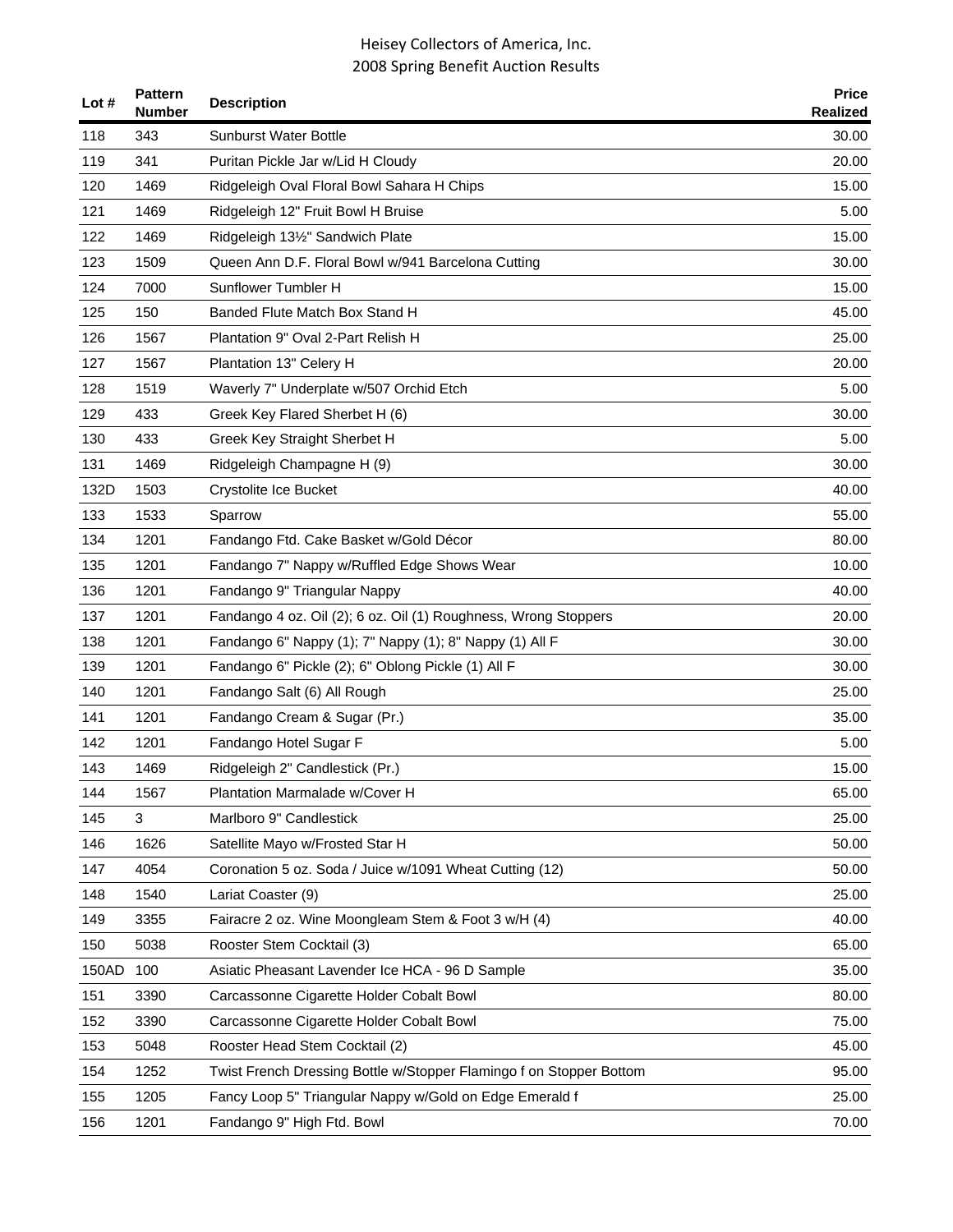# Heisey Collectors of America, Inc.
## 2008 Spring Benefit Auction Results

| Lot # | Pattern Number | Description | Price Realized |
|---|---|---|---|
| 118 | 343 | Sunburst Water Bottle | 30.00 |
| 119 | 341 | Puritan Pickle Jar w/Lid H Cloudy | 20.00 |
| 120 | 1469 | Ridgeleigh Oval Floral Bowl Sahara H Chips | 15.00 |
| 121 | 1469 | Ridgeleigh 12" Fruit Bowl H Bruise | 5.00 |
| 122 | 1469 | Ridgeleigh 13½" Sandwich Plate | 15.00 |
| 123 | 1509 | Queen Ann D.F. Floral Bowl w/941 Barcelona Cutting | 30.00 |
| 124 | 7000 | Sunflower Tumbler H | 15.00 |
| 125 | 150 | Banded Flute Match Box Stand H | 45.00 |
| 126 | 1567 | Plantation 9" Oval 2-Part Relish H | 25.00 |
| 127 | 1567 | Plantation 13" Celery H | 20.00 |
| 128 | 1519 | Waverly 7" Underplate w/507 Orchid Etch | 5.00 |
| 129 | 433 | Greek Key Flared Sherbet H (6) | 30.00 |
| 130 | 433 | Greek Key Straight Sherbet H | 5.00 |
| 131 | 1469 | Ridgeleigh Champagne H (9) | 30.00 |
| 132D | 1503 | Crystolite Ice Bucket | 40.00 |
| 133 | 1533 | Sparrow | 55.00 |
| 134 | 1201 | Fandango Ftd. Cake Basket w/Gold Décor | 80.00 |
| 135 | 1201 | Fandango 7" Nappy w/Ruffled Edge Shows Wear | 10.00 |
| 136 | 1201 | Fandango 9" Triangular Nappy | 40.00 |
| 137 | 1201 | Fandango 4 oz. Oil (2); 6 oz. Oil (1) Roughness, Wrong Stoppers | 20.00 |
| 138 | 1201 | Fandango 6" Nappy (1); 7" Nappy (1); 8" Nappy (1) All F | 30.00 |
| 139 | 1201 | Fandango 6" Pickle (2); 6" Oblong Pickle (1) All F | 30.00 |
| 140 | 1201 | Fandango Salt (6) All Rough | 25.00 |
| 141 | 1201 | Fandango Cream & Sugar (Pr.) | 35.00 |
| 142 | 1201 | Fandango Hotel Sugar F | 5.00 |
| 143 | 1469 | Ridgeleigh 2" Candlestick (Pr.) | 15.00 |
| 144 | 1567 | Plantation Marmalade w/Cover H | 65.00 |
| 145 | 3 | Marlboro 9" Candlestick | 25.00 |
| 146 | 1626 | Satellite Mayo w/Frosted Star H | 50.00 |
| 147 | 4054 | Coronation 5 oz. Soda / Juice w/1091 Wheat Cutting (12) | 50.00 |
| 148 | 1540 | Lariat Coaster (9) | 25.00 |
| 149 | 3355 | Fairacre 2 oz. Wine Moongleam Stem & Foot 3 w/H (4) | 40.00 |
| 150 | 5038 | Rooster Stem Cocktail (3) | 65.00 |
| 150AD | 100 | Asiatic Pheasant Lavender Ice HCA - 96 D Sample | 35.00 |
| 151 | 3390 | Carcassonne Cigarette Holder Cobalt Bowl | 80.00 |
| 152 | 3390 | Carcassonne Cigarette Holder Cobalt Bowl | 75.00 |
| 153 | 5048 | Rooster Head Stem Cocktail (2) | 45.00 |
| 154 | 1252 | Twist French Dressing Bottle w/Stopper Flamingo f on Stopper Bottom | 95.00 |
| 155 | 1205 | Fancy Loop 5" Triangular Nappy w/Gold on Edge Emerald f | 25.00 |
| 156 | 1201 | Fandango 9" High Ftd. Bowl | 70.00 |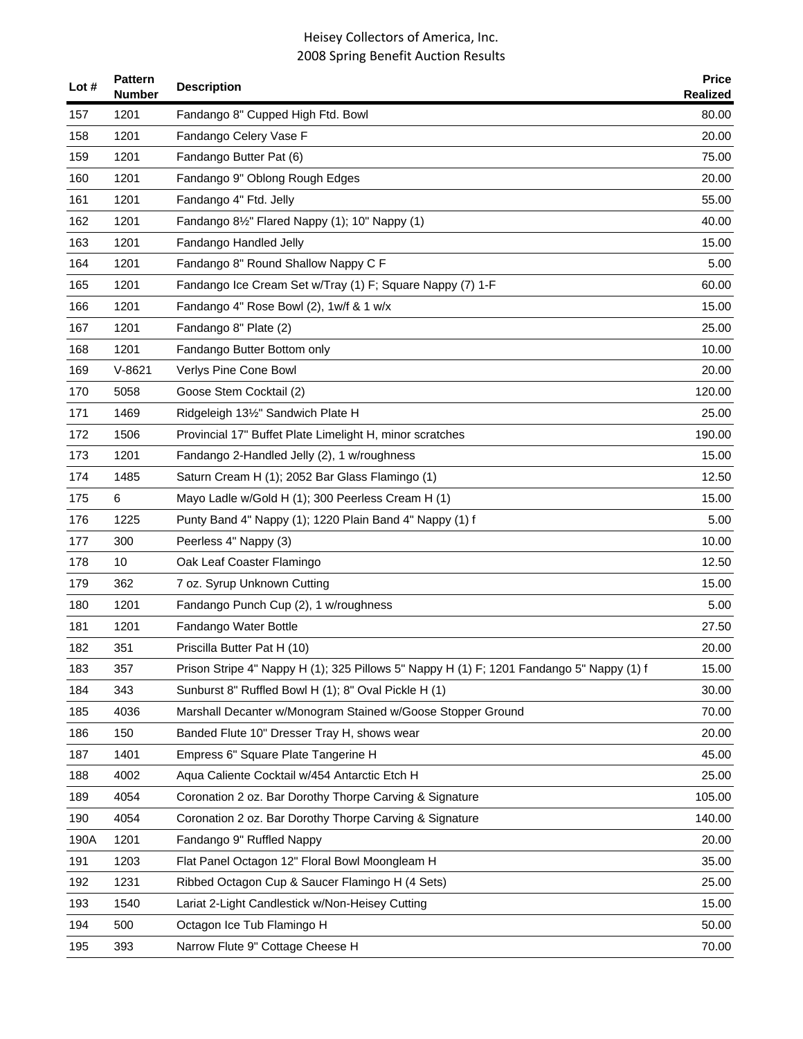| Lot # | Pattern Number | Description | Price Realized |
|---|---|---|---|
| 157 | 1201 | Fandango 8" Cupped High Ftd. Bowl | 80.00 |
| 158 | 1201 | Fandango Celery Vase F | 20.00 |
| 159 | 1201 | Fandango Butter Pat (6) | 75.00 |
| 160 | 1201 | Fandango 9" Oblong Rough Edges | 20.00 |
| 161 | 1201 | Fandango 4" Ftd. Jelly | 55.00 |
| 162 | 1201 | Fandango 8½" Flared Nappy (1); 10" Nappy (1) | 40.00 |
| 163 | 1201 | Fandango Handled Jelly | 15.00 |
| 164 | 1201 | Fandango 8" Round Shallow Nappy C F | 5.00 |
| 165 | 1201 | Fandango Ice Cream Set w/Tray (1) F; Square Nappy (7) 1-F | 60.00 |
| 166 | 1201 | Fandango 4" Rose Bowl (2), 1w/f & 1 w/x | 15.00 |
| 167 | 1201 | Fandango 8" Plate (2) | 25.00 |
| 168 | 1201 | Fandango Butter Bottom only | 10.00 |
| 169 | V-8621 | Verlys Pine Cone Bowl | 20.00 |
| 170 | 5058 | Goose Stem Cocktail (2) | 120.00 |
| 171 | 1469 | Ridgeleigh 13½" Sandwich Plate H | 25.00 |
| 172 | 1506 | Provincial 17" Buffet Plate Limelight H, minor scratches | 190.00 |
| 173 | 1201 | Fandango 2-Handled Jelly (2), 1 w/roughness | 15.00 |
| 174 | 1485 | Saturn Cream H (1); 2052 Bar Glass Flamingo (1) | 12.50 |
| 175 | 6 | Mayo Ladle w/Gold H (1); 300 Peerless Cream H (1) | 15.00 |
| 176 | 1225 | Punty Band 4" Nappy (1); 1220 Plain Band 4" Nappy (1) f | 5.00 |
| 177 | 300 | Peerless 4" Nappy (3) | 10.00 |
| 178 | 10 | Oak Leaf Coaster Flamingo | 12.50 |
| 179 | 362 | 7 oz. Syrup Unknown Cutting | 15.00 |
| 180 | 1201 | Fandango Punch Cup (2), 1 w/roughness | 5.00 |
| 181 | 1201 | Fandango Water Bottle | 27.50 |
| 182 | 351 | Priscilla Butter Pat H (10) | 20.00 |
| 183 | 357 | Prison Stripe 4" Nappy H (1); 325 Pillows 5" Nappy H (1) F; 1201 Fandango 5" Nappy (1) f | 15.00 |
| 184 | 343 | Sunburst 8" Ruffled Bowl H (1); 8" Oval Pickle H (1) | 30.00 |
| 185 | 4036 | Marshall Decanter w/Monogram Stained w/Goose Stopper Ground | 70.00 |
| 186 | 150 | Banded Flute 10" Dresser Tray H, shows wear | 20.00 |
| 187 | 1401 | Empress 6" Square Plate Tangerine H | 45.00 |
| 188 | 4002 | Aqua Caliente Cocktail w/454 Antarctic Etch H | 25.00 |
| 189 | 4054 | Coronation 2 oz. Bar Dorothy Thorpe Carving & Signature | 105.00 |
| 190 | 4054 | Coronation 2 oz. Bar Dorothy Thorpe Carving & Signature | 140.00 |
| 190A | 1201 | Fandango 9" Ruffled Nappy | 20.00 |
| 191 | 1203 | Flat Panel Octagon 12" Floral Bowl Moongleam H | 35.00 |
| 192 | 1231 | Ribbed Octagon Cup & Saucer Flamingo H (4 Sets) | 25.00 |
| 193 | 1540 | Lariat 2-Light Candlestick w/Non-Heisey Cutting | 15.00 |
| 194 | 500 | Octagon Ice Tub Flamingo H | 50.00 |
| 195 | 393 | Narrow Flute 9" Cottage Cheese H | 70.00 |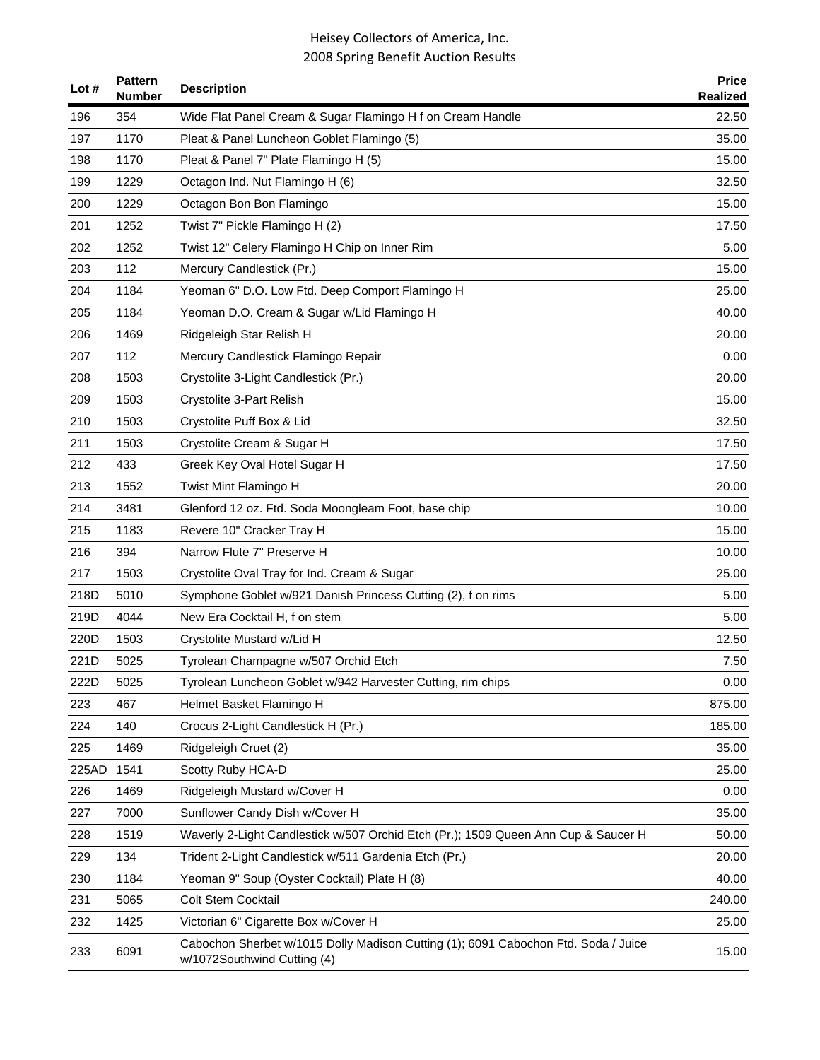| Lot # | Pattern Number | Description | Price Realized |
|---|---|---|---|
| 196 | 354 | Wide Flat Panel Cream & Sugar Flamingo H f on Cream Handle | 22.50 |
| 197 | 1170 | Pleat & Panel Luncheon Goblet Flamingo (5) | 35.00 |
| 198 | 1170 | Pleat & Panel 7" Plate Flamingo H (5) | 15.00 |
| 199 | 1229 | Octagon Ind. Nut Flamingo H (6) | 32.50 |
| 200 | 1229 | Octagon Bon Bon Flamingo | 15.00 |
| 201 | 1252 | Twist 7" Pickle Flamingo H (2) | 17.50 |
| 202 | 1252 | Twist 12" Celery Flamingo H Chip on Inner Rim | 5.00 |
| 203 | 112 | Mercury Candlestick (Pr.) | 15.00 |
| 204 | 1184 | Yeoman 6" D.O. Low Ftd. Deep Comport Flamingo H | 25.00 |
| 205 | 1184 | Yeoman D.O. Cream & Sugar w/Lid Flamingo H | 40.00 |
| 206 | 1469 | Ridgeleigh Star Relish H | 20.00 |
| 207 | 112 | Mercury Candlestick Flamingo Repair | 0.00 |
| 208 | 1503 | Crystolite 3-Light Candlestick (Pr.) | 20.00 |
| 209 | 1503 | Crystolite 3-Part Relish | 15.00 |
| 210 | 1503 | Crystolite Puff Box & Lid | 32.50 |
| 211 | 1503 | Crystolite Cream & Sugar H | 17.50 |
| 212 | 433 | Greek Key Oval Hotel Sugar H | 17.50 |
| 213 | 1552 | Twist Mint Flamingo H | 20.00 |
| 214 | 3481 | Glenford 12 oz. Ftd. Soda Moongleam Foot, base chip | 10.00 |
| 215 | 1183 | Revere 10" Cracker Tray H | 15.00 |
| 216 | 394 | Narrow Flute 7" Preserve H | 10.00 |
| 217 | 1503 | Crystolite Oval Tray for Ind. Cream & Sugar | 25.00 |
| 218D | 5010 | Symphone Goblet w/921 Danish Princess Cutting (2), f on rims | 5.00 |
| 219D | 4044 | New Era Cocktail H, f on stem | 5.00 |
| 220D | 1503 | Crystolite Mustard w/Lid H | 12.50 |
| 221D | 5025 | Tyrolean Champagne w/507 Orchid Etch | 7.50 |
| 222D | 5025 | Tyrolean Luncheon Goblet w/942 Harvester Cutting, rim chips | 0.00 |
| 223 | 467 | Helmet Basket Flamingo H | 875.00 |
| 224 | 140 | Crocus 2-Light Candlestick H (Pr.) | 185.00 |
| 225 | 1469 | Ridgeleigh Cruet (2) | 35.00 |
| 225AD | 1541 | Scotty Ruby HCA-D | 25.00 |
| 226 | 1469 | Ridgeleigh Mustard w/Cover H | 0.00 |
| 227 | 7000 | Sunflower Candy Dish w/Cover H | 35.00 |
| 228 | 1519 | Waverly 2-Light Candlestick w/507 Orchid Etch (Pr.); 1509 Queen Ann Cup & Saucer H | 50.00 |
| 229 | 134 | Trident 2-Light Candlestick w/511 Gardenia Etch (Pr.) | 20.00 |
| 230 | 1184 | Yeoman 9" Soup (Oyster Cocktail) Plate H (8) | 40.00 |
| 231 | 5065 | Colt Stem Cocktail | 240.00 |
| 232 | 1425 | Victorian 6" Cigarette Box w/Cover H | 25.00 |
| 233 | 6091 | Cabochon Sherbet w/1015 Dolly Madison Cutting (1); 6091 Cabochon Ftd. Soda / Juice w/1072Southwind Cutting (4) | 15.00 |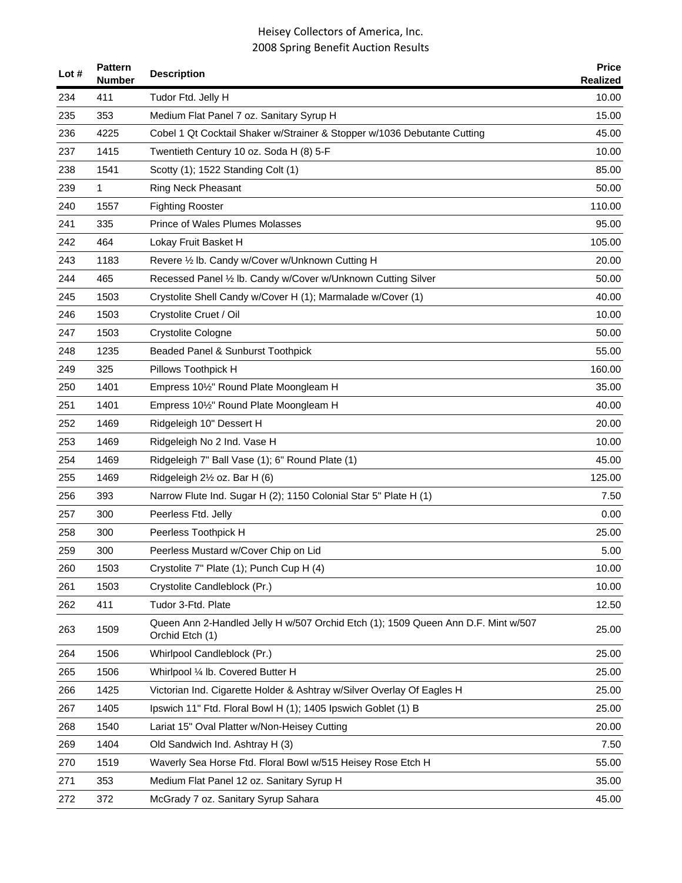| Lot # | Pattern Number | Description | Price Realized |
|---|---|---|---|
| 234 | 411 | Tudor Ftd. Jelly H | 10.00 |
| 235 | 353 | Medium Flat Panel 7 oz. Sanitary Syrup H | 15.00 |
| 236 | 4225 | Cobel 1 Qt Cocktail Shaker w/Strainer & Stopper w/1036 Debutante Cutting | 45.00 |
| 237 | 1415 | Twentieth Century 10 oz. Soda H (8) 5-F | 10.00 |
| 238 | 1541 | Scotty (1); 1522 Standing Colt (1) | 85.00 |
| 239 | 1 | Ring Neck Pheasant | 50.00 |
| 240 | 1557 | Fighting Rooster | 110.00 |
| 241 | 335 | Prince of Wales Plumes Molasses | 95.00 |
| 242 | 464 | Lokay Fruit Basket H | 105.00 |
| 243 | 1183 | Revere ½ lb. Candy w/Cover w/Unknown Cutting H | 20.00 |
| 244 | 465 | Recessed Panel ½ lb. Candy w/Cover w/Unknown Cutting Silver | 50.00 |
| 245 | 1503 | Crystolite Shell Candy w/Cover H (1); Marmalade w/Cover (1) | 40.00 |
| 246 | 1503 | Crystolite Cruet / Oil | 10.00 |
| 247 | 1503 | Crystolite Cologne | 50.00 |
| 248 | 1235 | Beaded Panel & Sunburst Toothpick | 55.00 |
| 249 | 325 | Pillows Toothpick H | 160.00 |
| 250 | 1401 | Empress 10½" Round Plate Moongleam H | 35.00 |
| 251 | 1401 | Empress 10½" Round Plate Moongleam H | 40.00 |
| 252 | 1469 | Ridgeleigh 10" Dessert H | 20.00 |
| 253 | 1469 | Ridgeleigh No 2 Ind. Vase H | 10.00 |
| 254 | 1469 | Ridgeleigh 7" Ball Vase (1); 6" Round Plate (1) | 45.00 |
| 255 | 1469 | Ridgeleigh 2½ oz. Bar H (6) | 125.00 |
| 256 | 393 | Narrow Flute Ind. Sugar H (2); 1150 Colonial Star 5" Plate H (1) | 7.50 |
| 257 | 300 | Peerless Ftd. Jelly | 0.00 |
| 258 | 300 | Peerless Toothpick H | 25.00 |
| 259 | 300 | Peerless Mustard w/Cover Chip on Lid | 5.00 |
| 260 | 1503 | Crystolite 7" Plate (1); Punch Cup H (4) | 10.00 |
| 261 | 1503 | Crystolite Candleblock (Pr.) | 10.00 |
| 262 | 411 | Tudor 3-Ftd. Plate | 12.50 |
| 263 | 1509 | Queen Ann 2-Handled Jelly H w/507 Orchid Etch (1); 1509 Queen Ann D.F. Mint w/507 Orchid Etch (1) | 25.00 |
| 264 | 1506 | Whirlpool Candleblock (Pr.) | 25.00 |
| 265 | 1506 | Whirlpool ¼ lb. Covered Butter H | 25.00 |
| 266 | 1425 | Victorian Ind. Cigarette Holder & Ashtray w/Silver Overlay Of Eagles H | 25.00 |
| 267 | 1405 | Ipswich 11" Ftd. Floral Bowl H (1); 1405 Ipswich Goblet (1) B | 25.00 |
| 268 | 1540 | Lariat 15" Oval Platter w/Non-Heisey Cutting | 20.00 |
| 269 | 1404 | Old Sandwich Ind. Ashtray H (3) | 7.50 |
| 270 | 1519 | Waverly Sea Horse Ftd. Floral Bowl w/515 Heisey Rose Etch H | 55.00 |
| 271 | 353 | Medium Flat Panel 12 oz. Sanitary Syrup H | 35.00 |
| 272 | 372 | McGrady 7 oz. Sanitary Syrup Sahara | 45.00 |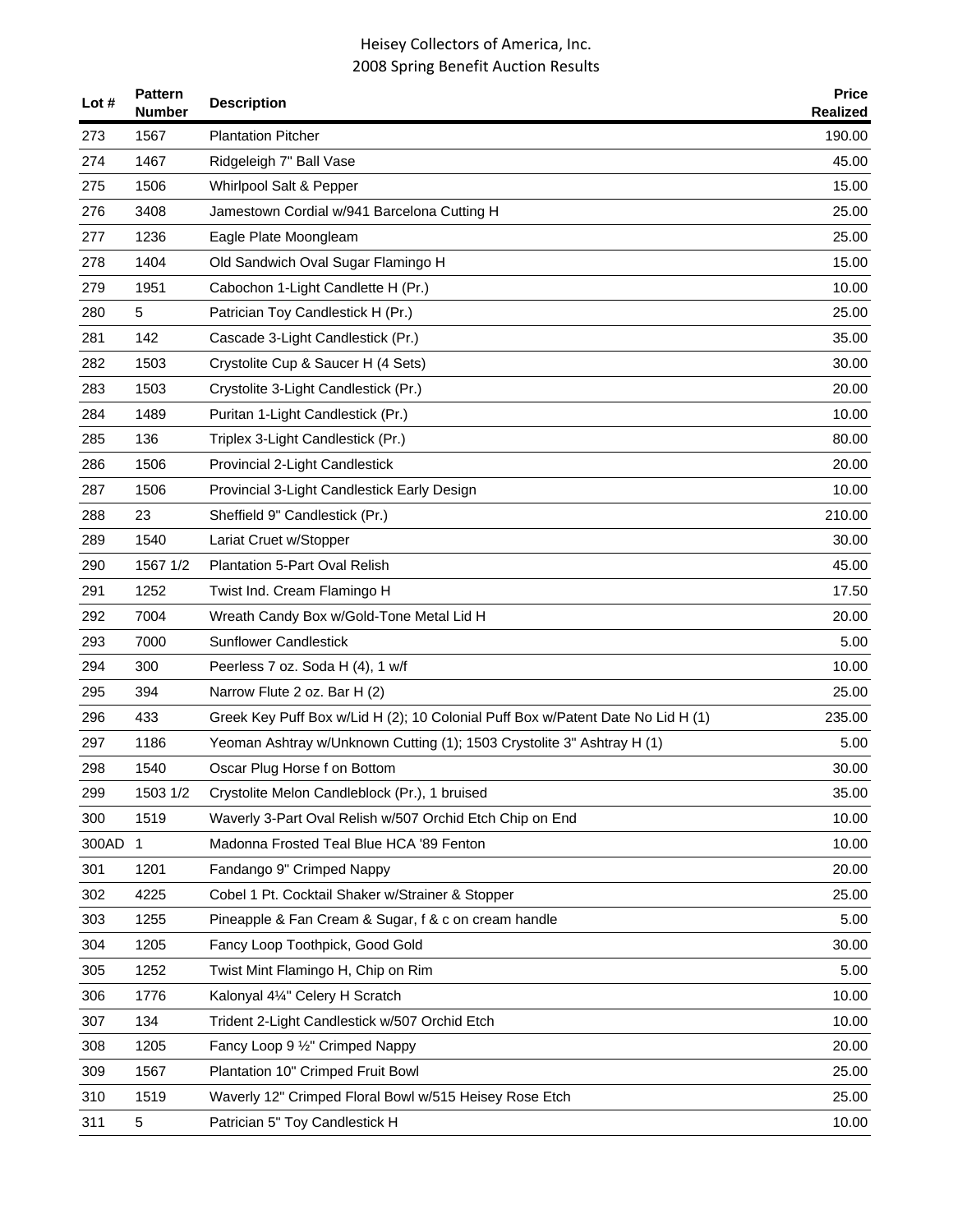| Lot # | Pattern Number | Description | Price Realized |
|---|---|---|---|
| 273 | 1567 | Plantation Pitcher | 190.00 |
| 274 | 1467 | Ridgeleigh 7" Ball Vase | 45.00 |
| 275 | 1506 | Whirlpool Salt & Pepper | 15.00 |
| 276 | 3408 | Jamestown Cordial w/941 Barcelona Cutting H | 25.00 |
| 277 | 1236 | Eagle Plate Moongleam | 25.00 |
| 278 | 1404 | Old Sandwich Oval Sugar Flamingo H | 15.00 |
| 279 | 1951 | Cabochon 1-Light Candlette H (Pr.) | 10.00 |
| 280 | 5 | Patrician Toy Candlestick H (Pr.) | 25.00 |
| 281 | 142 | Cascade 3-Light Candlestick (Pr.) | 35.00 |
| 282 | 1503 | Crystolite Cup & Saucer H (4 Sets) | 30.00 |
| 283 | 1503 | Crystolite 3-Light Candlestick (Pr.) | 20.00 |
| 284 | 1489 | Puritan 1-Light Candlestick (Pr.) | 10.00 |
| 285 | 136 | Triplex 3-Light Candlestick (Pr.) | 80.00 |
| 286 | 1506 | Provincial 2-Light Candlestick | 20.00 |
| 287 | 1506 | Provincial 3-Light Candlestick Early Design | 10.00 |
| 288 | 23 | Sheffield 9" Candlestick (Pr.) | 210.00 |
| 289 | 1540 | Lariat Cruet w/Stopper | 30.00 |
| 290 | 1567 1/2 | Plantation 5-Part Oval Relish | 45.00 |
| 291 | 1252 | Twist Ind. Cream Flamingo H | 17.50 |
| 292 | 7004 | Wreath Candy Box w/Gold-Tone Metal Lid H | 20.00 |
| 293 | 7000 | Sunflower Candlestick | 5.00 |
| 294 | 300 | Peerless 7 oz. Soda H (4), 1 w/f | 10.00 |
| 295 | 394 | Narrow Flute 2 oz. Bar H (2) | 25.00 |
| 296 | 433 | Greek Key Puff Box w/Lid H (2); 10 Colonial Puff Box w/Patent Date No Lid H (1) | 235.00 |
| 297 | 1186 | Yeoman Ashtray w/Unknown Cutting (1); 1503 Crystolite 3" Ashtray H (1) | 5.00 |
| 298 | 1540 | Oscar Plug Horse f on Bottom | 30.00 |
| 299 | 1503 1/2 | Crystolite Melon Candleblock (Pr.), 1 bruised | 35.00 |
| 300 | 1519 | Waverly 3-Part Oval Relish w/507 Orchid Etch Chip on End | 10.00 |
| 300AD | 1 | Madonna Frosted Teal Blue HCA '89 Fenton | 10.00 |
| 301 | 1201 | Fandango 9" Crimped Nappy | 20.00 |
| 302 | 4225 | Cobel 1 Pt. Cocktail Shaker w/Strainer & Stopper | 25.00 |
| 303 | 1255 | Pineapple & Fan Cream & Sugar, f & c on cream handle | 5.00 |
| 304 | 1205 | Fancy Loop Toothpick, Good Gold | 30.00 |
| 305 | 1252 | Twist Mint Flamingo H, Chip on Rim | 5.00 |
| 306 | 1776 | Kalonyal 4¼" Celery H Scratch | 10.00 |
| 307 | 134 | Trident 2-Light Candlestick w/507 Orchid Etch | 10.00 |
| 308 | 1205 | Fancy Loop 9 ½" Crimped Nappy | 20.00 |
| 309 | 1567 | Plantation 10" Crimped Fruit Bowl | 25.00 |
| 310 | 1519 | Waverly 12" Crimped Floral Bowl w/515 Heisey Rose Etch | 25.00 |
| 311 | 5 | Patrician 5" Toy Candlestick H | 10.00 |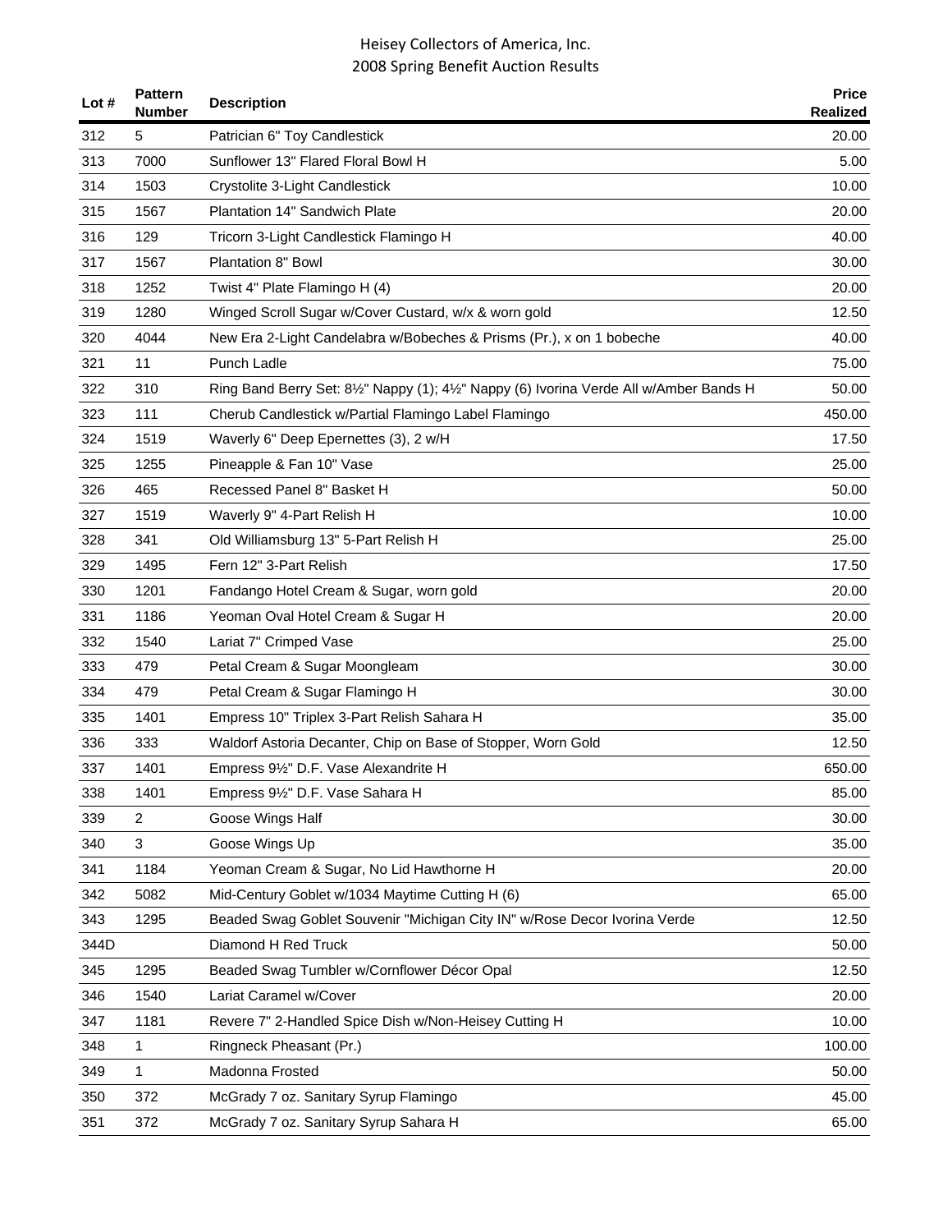Heisey Collectors of America, Inc.
2008 Spring Benefit Auction Results

| Lot # | Pattern Number | Description | Price Realized |
|---|---|---|---|
| 312 | 5 | Patrician 6" Toy Candlestick | 20.00 |
| 313 | 7000 | Sunflower 13" Flared Floral Bowl H | 5.00 |
| 314 | 1503 | Crystolite 3-Light Candlestick | 10.00 |
| 315 | 1567 | Plantation 14" Sandwich Plate | 20.00 |
| 316 | 129 | Tricorn 3-Light Candlestick Flamingo H | 40.00 |
| 317 | 1567 | Plantation 8" Bowl | 30.00 |
| 318 | 1252 | Twist 4" Plate Flamingo H (4) | 20.00 |
| 319 | 1280 | Winged Scroll Sugar w/Cover Custard, w/x & worn gold | 12.50 |
| 320 | 4044 | New Era 2-Light Candelabra w/Bobeches & Prisms (Pr.), x on 1 bobeche | 40.00 |
| 321 | 11 | Punch Ladle | 75.00 |
| 322 | 310 | Ring Band Berry Set: 8½" Nappy (1); 4½" Nappy (6) Ivorina Verde All w/Amber Bands H | 50.00 |
| 323 | 111 | Cherub Candlestick w/Partial Flamingo Label Flamingo | 450.00 |
| 324 | 1519 | Waverly 6" Deep Epernettes (3), 2 w/H | 17.50 |
| 325 | 1255 | Pineapple & Fan 10" Vase | 25.00 |
| 326 | 465 | Recessed Panel 8" Basket H | 50.00 |
| 327 | 1519 | Waverly 9" 4-Part Relish H | 10.00 |
| 328 | 341 | Old Williamsburg 13" 5-Part Relish H | 25.00 |
| 329 | 1495 | Fern 12" 3-Part Relish | 17.50 |
| 330 | 1201 | Fandango Hotel Cream & Sugar, worn gold | 20.00 |
| 331 | 1186 | Yeoman Oval Hotel Cream & Sugar H | 20.00 |
| 332 | 1540 | Lariat 7" Crimped Vase | 25.00 |
| 333 | 479 | Petal Cream & Sugar Moongleam | 30.00 |
| 334 | 479 | Petal Cream & Sugar Flamingo H | 30.00 |
| 335 | 1401 | Empress 10" Triplex 3-Part Relish Sahara H | 35.00 |
| 336 | 333 | Waldorf Astoria Decanter, Chip on Base of Stopper, Worn Gold | 12.50 |
| 337 | 1401 | Empress 9½" D.F. Vase Alexandrite H | 650.00 |
| 338 | 1401 | Empress 9½" D.F. Vase Sahara H | 85.00 |
| 339 | 2 | Goose Wings Half | 30.00 |
| 340 | 3 | Goose Wings Up | 35.00 |
| 341 | 1184 | Yeoman Cream & Sugar, No Lid Hawthorne H | 20.00 |
| 342 | 5082 | Mid-Century Goblet w/1034 Maytime Cutting H (6) | 65.00 |
| 343 | 1295 | Beaded Swag Goblet Souvenir "Michigan City IN" w/Rose Decor Ivorina Verde | 12.50 |
| 344D | | Diamond H Red Truck | 50.00 |
| 345 | 1295 | Beaded Swag Tumbler w/Cornflower Décor Opal | 12.50 |
| 346 | 1540 | Lariat Caramel w/Cover | 20.00 |
| 347 | 1181 | Revere 7" 2-Handled Spice Dish w/Non-Heisey Cutting H | 10.00 |
| 348 | 1 | Ringneck Pheasant (Pr.) | 100.00 |
| 349 | 1 | Madonna Frosted | 50.00 |
| 350 | 372 | McGrady 7 oz. Sanitary Syrup Flamingo | 45.00 |
| 351 | 372 | McGrady 7 oz. Sanitary Syrup Sahara H | 65.00 |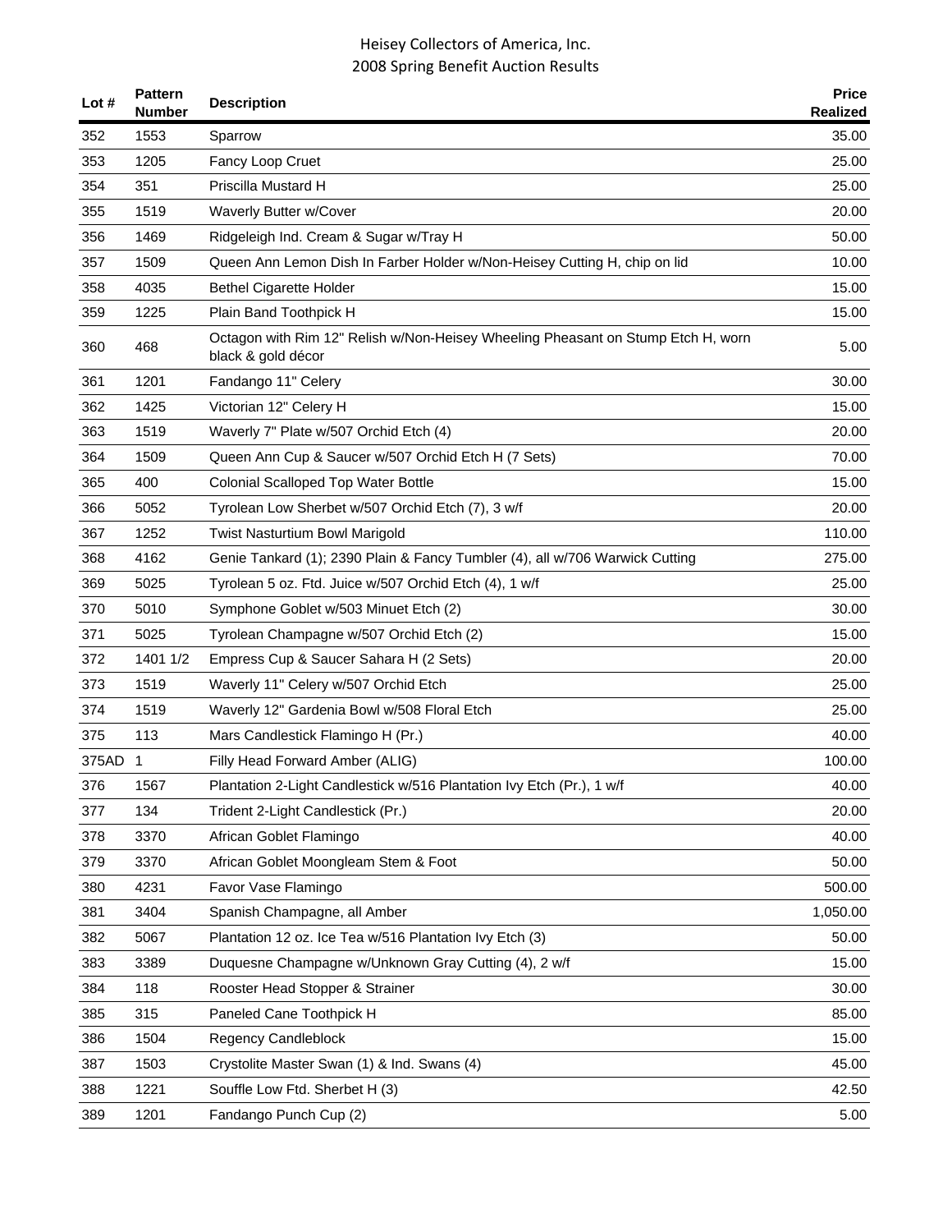| Lot # | Pattern Number | Description | Price Realized |
|---|---|---|---|
| 352 | 1553 | Sparrow | 35.00 |
| 353 | 1205 | Fancy Loop Cruet | 25.00 |
| 354 | 351 | Priscilla Mustard H | 25.00 |
| 355 | 1519 | Waverly Butter w/Cover | 20.00 |
| 356 | 1469 | Ridgeleigh Ind. Cream & Sugar w/Tray H | 50.00 |
| 357 | 1509 | Queen Ann Lemon Dish In Farber Holder w/Non-Heisey Cutting H, chip on lid | 10.00 |
| 358 | 4035 | Bethel Cigarette Holder | 15.00 |
| 359 | 1225 | Plain Band Toothpick H | 15.00 |
| 360 | 468 | Octagon with Rim 12" Relish w/Non-Heisey Wheeling Pheasant on Stump Etch H, worn black & gold décor | 5.00 |
| 361 | 1201 | Fandango 11" Celery | 30.00 |
| 362 | 1425 | Victorian 12" Celery H | 15.00 |
| 363 | 1519 | Waverly 7" Plate w/507 Orchid Etch (4) | 20.00 |
| 364 | 1509 | Queen Ann Cup & Saucer w/507 Orchid Etch H (7 Sets) | 70.00 |
| 365 | 400 | Colonial Scalloped Top Water Bottle | 15.00 |
| 366 | 5052 | Tyrolean Low Sherbet w/507 Orchid Etch (7), 3 w/f | 20.00 |
| 367 | 1252 | Twist Nasturtium Bowl Marigold | 110.00 |
| 368 | 4162 | Genie Tankard (1); 2390 Plain & Fancy Tumbler (4), all w/706 Warwick Cutting | 275.00 |
| 369 | 5025 | Tyrolean 5 oz. Ftd. Juice w/507 Orchid Etch (4), 1 w/f | 25.00 |
| 370 | 5010 | Symphone Goblet w/503 Minuet Etch (2) | 30.00 |
| 371 | 5025 | Tyrolean Champagne w/507 Orchid Etch (2) | 15.00 |
| 372 | 1401 1/2 | Empress Cup & Saucer Sahara H (2 Sets) | 20.00 |
| 373 | 1519 | Waverly 11" Celery w/507 Orchid Etch | 25.00 |
| 374 | 1519 | Waverly 12" Gardenia Bowl w/508 Floral Etch | 25.00 |
| 375 | 113 | Mars Candlestick Flamingo H (Pr.) | 40.00 |
| 375AD | 1 | Filly Head Forward Amber (ALIG) | 100.00 |
| 376 | 1567 | Plantation 2-Light Candlestick w/516 Plantation Ivy Etch (Pr.), 1 w/f | 40.00 |
| 377 | 134 | Trident 2-Light Candlestick (Pr.) | 20.00 |
| 378 | 3370 | African Goblet Flamingo | 40.00 |
| 379 | 3370 | African Goblet Moongleam Stem & Foot | 50.00 |
| 380 | 4231 | Favor Vase Flamingo | 500.00 |
| 381 | 3404 | Spanish Champagne, all Amber | 1,050.00 |
| 382 | 5067 | Plantation 12 oz. Ice Tea w/516 Plantation Ivy Etch (3) | 50.00 |
| 383 | 3389 | Duquesne Champagne w/Unknown Gray Cutting (4), 2 w/f | 15.00 |
| 384 | 118 | Rooster Head Stopper & Strainer | 30.00 |
| 385 | 315 | Paneled Cane Toothpick H | 85.00 |
| 386 | 1504 | Regency Candleblock | 15.00 |
| 387 | 1503 | Crystolite Master Swan (1) & Ind. Swans (4) | 45.00 |
| 388 | 1221 | Souffle Low Ftd. Sherbet H (3) | 42.50 |
| 389 | 1201 | Fandango Punch Cup (2) | 5.00 |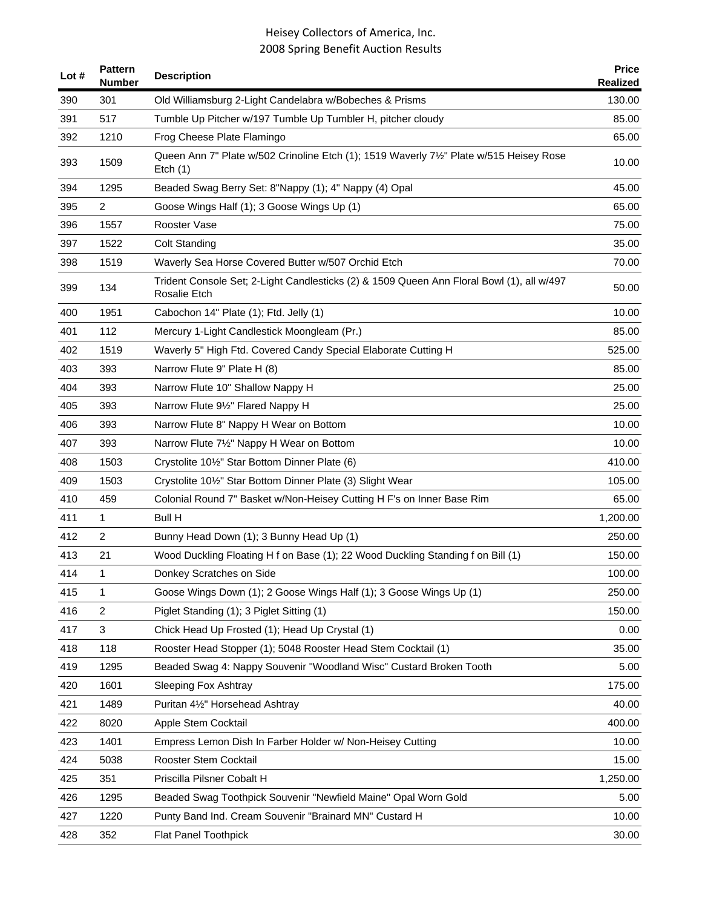Heisey Collectors of America, Inc.
2008 Spring Benefit Auction Results

| Lot # | Pattern Number | Description | Price Realized |
|---|---|---|---|
| 390 | 301 | Old Williamsburg 2-Light Candelabra w/Bobeches & Prisms | 130.00 |
| 391 | 517 | Tumble Up Pitcher w/197 Tumble Up Tumbler H, pitcher cloudy | 85.00 |
| 392 | 1210 | Frog Cheese Plate Flamingo | 65.00 |
| 393 | 1509 | Queen Ann 7" Plate w/502 Crinoline Etch (1); 1519 Waverly 7½" Plate w/515 Heisey Rose Etch (1) | 10.00 |
| 394 | 1295 | Beaded Swag Berry Set: 8"Nappy (1); 4" Nappy (4) Opal | 45.00 |
| 395 | 2 | Goose Wings Half (1); 3 Goose Wings Up (1) | 65.00 |
| 396 | 1557 | Rooster Vase | 75.00 |
| 397 | 1522 | Colt Standing | 35.00 |
| 398 | 1519 | Waverly Sea Horse Covered Butter w/507 Orchid Etch | 70.00 |
| 399 | 134 | Trident Console Set; 2-Light Candlesticks (2) & 1509 Queen Ann Floral Bowl (1), all w/497 Rosalie Etch | 50.00 |
| 400 | 1951 | Cabochon 14" Plate (1); Ftd. Jelly (1) | 10.00 |
| 401 | 112 | Mercury 1-Light Candlestick Moongleam (Pr.) | 85.00 |
| 402 | 1519 | Waverly 5" High Ftd. Covered Candy Special Elaborate Cutting H | 525.00 |
| 403 | 393 | Narrow Flute 9" Plate H (8) | 85.00 |
| 404 | 393 | Narrow Flute 10" Shallow Nappy H | 25.00 |
| 405 | 393 | Narrow Flute 9½" Flared Nappy H | 25.00 |
| 406 | 393 | Narrow Flute 8" Nappy H Wear on Bottom | 10.00 |
| 407 | 393 | Narrow Flute 7½" Nappy H Wear on Bottom | 10.00 |
| 408 | 1503 | Crystolite 10½" Star Bottom Dinner Plate (6) | 410.00 |
| 409 | 1503 | Crystolite 10½" Star Bottom Dinner Plate (3) Slight Wear | 105.00 |
| 410 | 459 | Colonial Round 7" Basket w/Non-Heisey Cutting H F's on Inner Base Rim | 65.00 |
| 411 | 1 | Bull H | 1,200.00 |
| 412 | 2 | Bunny Head Down (1); 3 Bunny Head Up (1) | 250.00 |
| 413 | 21 | Wood Duckling Floating H f on Base (1); 22 Wood Duckling Standing f on Bill (1) | 150.00 |
| 414 | 1 | Donkey Scratches on Side | 100.00 |
| 415 | 1 | Goose Wings Down (1); 2 Goose Wings Half (1); 3 Goose Wings Up (1) | 250.00 |
| 416 | 2 | Piglet Standing (1); 3 Piglet Sitting (1) | 150.00 |
| 417 | 3 | Chick Head Up Frosted (1); Head Up Crystal (1) | 0.00 |
| 418 | 118 | Rooster Head Stopper (1); 5048 Rooster Head Stem Cocktail (1) | 35.00 |
| 419 | 1295 | Beaded Swag 4: Nappy Souvenir "Woodland Wisc" Custard Broken Tooth | 5.00 |
| 420 | 1601 | Sleeping Fox Ashtray | 175.00 |
| 421 | 1489 | Puritan 4½" Horsehead Ashtray | 40.00 |
| 422 | 8020 | Apple Stem Cocktail | 400.00 |
| 423 | 1401 | Empress Lemon Dish In Farber Holder w/ Non-Heisey Cutting | 10.00 |
| 424 | 5038 | Rooster Stem Cocktail | 15.00 |
| 425 | 351 | Priscilla Pilsner Cobalt H | 1,250.00 |
| 426 | 1295 | Beaded Swag Toothpick Souvenir "Newfield Maine" Opal Worn Gold | 5.00 |
| 427 | 1220 | Punty Band Ind. Cream Souvenir "Brainard MN" Custard H | 10.00 |
| 428 | 352 | Flat Panel Toothpick | 30.00 |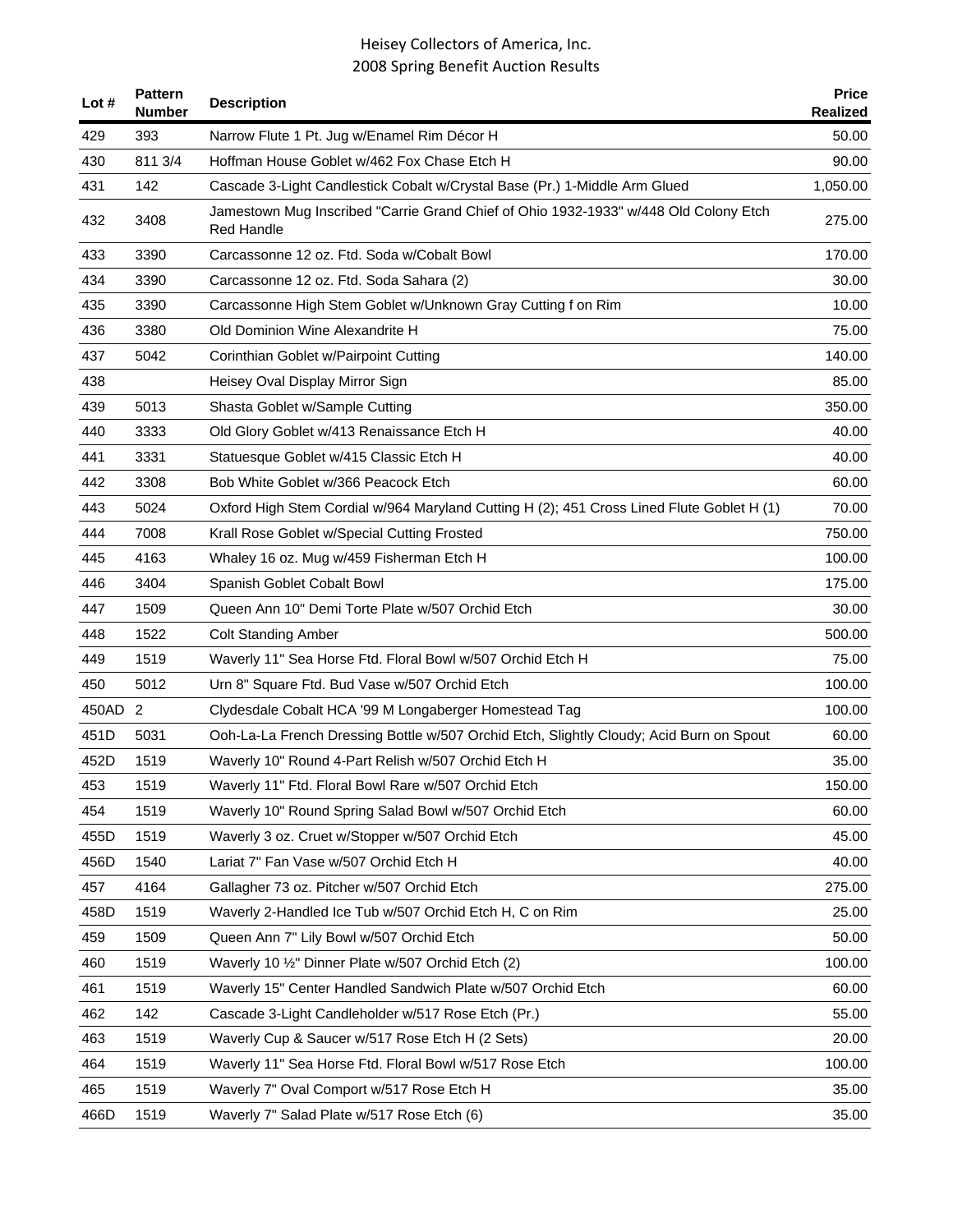# Heisey Collectors of America, Inc.
## 2008 Spring Benefit Auction Results

| Lot # | Pattern Number | Description | Price Realized |
|---|---|---|---|
| 429 | 393 | Narrow Flute 1 Pt. Jug w/Enamel Rim Décor H | 50.00 |
| 430 | 811 3/4 | Hoffman House Goblet w/462 Fox Chase Etch H | 90.00 |
| 431 | 142 | Cascade 3-Light Candlestick Cobalt w/Crystal Base (Pr.) 1-Middle Arm Glued | 1,050.00 |
| 432 | 3408 | Jamestown Mug Inscribed "Carrie Grand Chief of Ohio 1932-1933" w/448 Old Colony Etch Red Handle | 275.00 |
| 433 | 3390 | Carcassonne 12 oz. Ftd. Soda w/Cobalt Bowl | 170.00 |
| 434 | 3390 | Carcassonne 12 oz. Ftd. Soda Sahara (2) | 30.00 |
| 435 | 3390 | Carcassonne High Stem Goblet w/Unknown Gray Cutting f on Rim | 10.00 |
| 436 | 3380 | Old Dominion Wine Alexandrite H | 75.00 |
| 437 | 5042 | Corinthian Goblet w/Pairpoint Cutting | 140.00 |
| 438 | | Heisey Oval Display Mirror Sign | 85.00 |
| 439 | 5013 | Shasta Goblet w/Sample Cutting | 350.00 |
| 440 | 3333 | Old Glory Goblet w/413 Renaissance Etch H | 40.00 |
| 441 | 3331 | Statuesque Goblet w/415 Classic Etch H | 40.00 |
| 442 | 3308 | Bob White Goblet w/366 Peacock Etch | 60.00 |
| 443 | 5024 | Oxford High Stem Cordial w/964 Maryland Cutting H (2); 451 Cross Lined Flute Goblet H (1) | 70.00 |
| 444 | 7008 | Krall Rose Goblet w/Special Cutting Frosted | 750.00 |
| 445 | 4163 | Whaley 16 oz. Mug w/459 Fisherman Etch H | 100.00 |
| 446 | 3404 | Spanish Goblet Cobalt Bowl | 175.00 |
| 447 | 1509 | Queen Ann 10" Demi Torte Plate w/507 Orchid Etch | 30.00 |
| 448 | 1522 | Colt Standing Amber | 500.00 |
| 449 | 1519 | Waverly 11" Sea Horse Ftd. Floral Bowl w/507 Orchid Etch H | 75.00 |
| 450 | 5012 | Urn 8" Square Ftd. Bud Vase w/507 Orchid Etch | 100.00 |
| 450AD | 2 | Clydesdale Cobalt HCA '99 M Longaberger Homestead Tag | 100.00 |
| 451D | 5031 | Ooh-La-La French Dressing Bottle w/507 Orchid Etch, Slightly Cloudy; Acid Burn on Spout | 60.00 |
| 452D | 1519 | Waverly 10" Round 4-Part Relish w/507 Orchid Etch H | 35.00 |
| 453 | 1519 | Waverly 11" Ftd. Floral Bowl Rare w/507 Orchid Etch | 150.00 |
| 454 | 1519 | Waverly 10" Round Spring Salad Bowl w/507 Orchid Etch | 60.00 |
| 455D | 1519 | Waverly 3 oz. Cruet w/Stopper w/507 Orchid Etch | 45.00 |
| 456D | 1540 | Lariat 7" Fan Vase w/507 Orchid Etch H | 40.00 |
| 457 | 4164 | Gallagher 73 oz. Pitcher w/507 Orchid Etch | 275.00 |
| 458D | 1519 | Waverly 2-Handled Ice Tub w/507 Orchid Etch H, C on Rim | 25.00 |
| 459 | 1509 | Queen Ann 7" Lily Bowl w/507 Orchid Etch | 50.00 |
| 460 | 1519 | Waverly 10 ½" Dinner Plate w/507 Orchid Etch (2) | 100.00 |
| 461 | 1519 | Waverly 15" Center Handled Sandwich Plate w/507 Orchid Etch | 60.00 |
| 462 | 142 | Cascade 3-Light Candleholder w/517 Rose Etch (Pr.) | 55.00 |
| 463 | 1519 | Waverly Cup & Saucer w/517 Rose Etch H (2 Sets) | 20.00 |
| 464 | 1519 | Waverly 11" Sea Horse Ftd. Floral Bowl w/517 Rose Etch | 100.00 |
| 465 | 1519 | Waverly 7" Oval Comport w/517 Rose Etch H | 35.00 |
| 466D | 1519 | Waverly 7" Salad Plate w/517 Rose Etch (6) | 35.00 |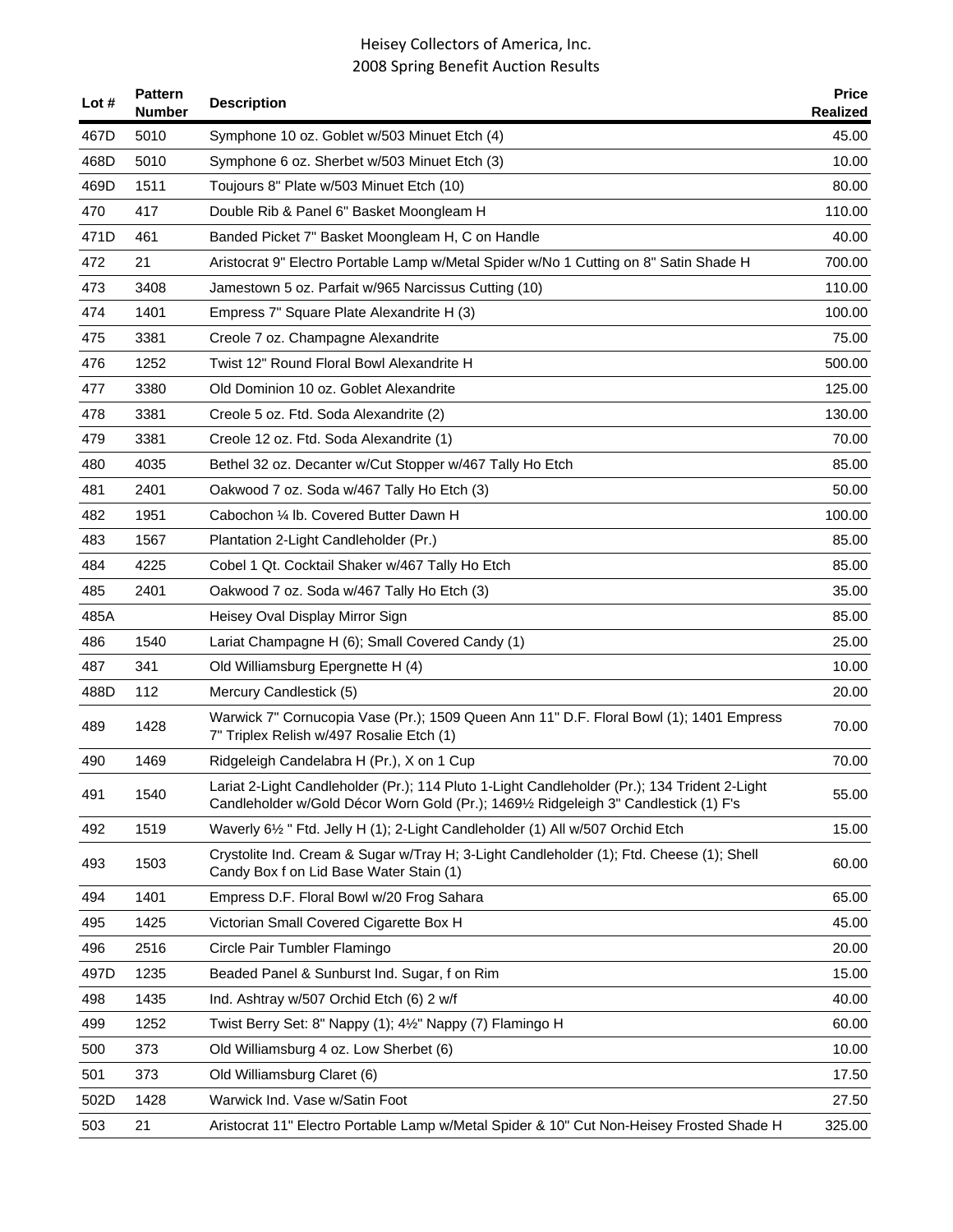| Lot # | Pattern Number | Description | Price Realized |
|---|---|---|---|
| 467D | 5010 | Symphone 10 oz. Goblet w/503 Minuet Etch (4) | 45.00 |
| 468D | 5010 | Symphone 6 oz. Sherbet w/503 Minuet Etch (3) | 10.00 |
| 469D | 1511 | Toujours 8" Plate w/503 Minuet Etch (10) | 80.00 |
| 470 | 417 | Double Rib & Panel 6" Basket Moongleam H | 110.00 |
| 471D | 461 | Banded Picket 7" Basket Moongleam H, C on Handle | 40.00 |
| 472 | 21 | Aristocrat 9" Electro Portable Lamp w/Metal Spider w/No 1 Cutting on 8" Satin Shade H | 700.00 |
| 473 | 3408 | Jamestown 5 oz. Parfait w/965 Narcissus Cutting (10) | 110.00 |
| 474 | 1401 | Empress 7" Square Plate Alexandrite H (3) | 100.00 |
| 475 | 3381 | Creole 7 oz. Champagne Alexandrite | 75.00 |
| 476 | 1252 | Twist 12" Round Floral Bowl Alexandrite H | 500.00 |
| 477 | 3380 | Old Dominion 10 oz. Goblet Alexandrite | 125.00 |
| 478 | 3381 | Creole 5 oz. Ftd. Soda Alexandrite (2) | 130.00 |
| 479 | 3381 | Creole 12 oz. Ftd. Soda Alexandrite (1) | 70.00 |
| 480 | 4035 | Bethel 32 oz. Decanter w/Cut Stopper w/467 Tally Ho Etch | 85.00 |
| 481 | 2401 | Oakwood 7 oz. Soda w/467 Tally Ho Etch (3) | 50.00 |
| 482 | 1951 | Cabochon ¼ lb. Covered Butter Dawn H | 100.00 |
| 483 | 1567 | Plantation 2-Light Candleholder (Pr.) | 85.00 |
| 484 | 4225 | Cobel 1 Qt. Cocktail Shaker w/467 Tally Ho Etch | 85.00 |
| 485 | 2401 | Oakwood 7 oz. Soda w/467 Tally Ho Etch (3) | 35.00 |
| 485A | | Heisey Oval Display Mirror Sign | 85.00 |
| 486 | 1540 | Lariat Champagne H (6); Small Covered Candy (1) | 25.00 |
| 487 | 341 | Old Williamsburg Epergnette H (4) | 10.00 |
| 488D | 112 | Mercury Candlestick (5) | 20.00 |
| 489 | 1428 | Warwick 7" Cornucopia Vase (Pr.); 1509 Queen Ann 11" D.F. Floral Bowl (1); 1401 Empress 7" Triplex Relish w/497 Rosalie Etch (1) | 70.00 |
| 490 | 1469 | Ridgeleigh Candelabra H (Pr.), X on 1 Cup | 70.00 |
| 491 | 1540 | Lariat 2-Light Candleholder (Pr.); 114 Pluto 1-Light Candleholder (Pr.); 134 Trident 2-Light Candleholder w/Gold Décor Worn Gold (Pr.); 1469½ Ridgeleigh 3" Candlestick (1) F's | 55.00 |
| 492 | 1519 | Waverly 6½ " Ftd. Jelly H (1); 2-Light Candleholder (1) All w/507 Orchid Etch | 15.00 |
| 493 | 1503 | Crystolite Ind. Cream & Sugar w/Tray H; 3-Light Candleholder (1); Ftd. Cheese (1); Shell Candy Box f on Lid Base Water Stain (1) | 60.00 |
| 494 | 1401 | Empress D.F. Floral Bowl w/20 Frog Sahara | 65.00 |
| 495 | 1425 | Victorian Small Covered Cigarette Box H | 45.00 |
| 496 | 2516 | Circle Pair Tumbler Flamingo | 20.00 |
| 497D | 1235 | Beaded Panel & Sunburst Ind. Sugar, f on Rim | 15.00 |
| 498 | 1435 | Ind. Ashtray w/507 Orchid Etch (6) 2 w/f | 40.00 |
| 499 | 1252 | Twist Berry Set: 8" Nappy (1); 4½" Nappy (7) Flamingo H | 60.00 |
| 500 | 373 | Old Williamsburg 4 oz. Low Sherbet (6) | 10.00 |
| 501 | 373 | Old Williamsburg Claret (6) | 17.50 |
| 502D | 1428 | Warwick Ind. Vase w/Satin Foot | 27.50 |
| 503 | 21 | Aristocrat 11" Electro Portable Lamp w/Metal Spider & 10" Cut Non-Heisey Frosted Shade H | 325.00 |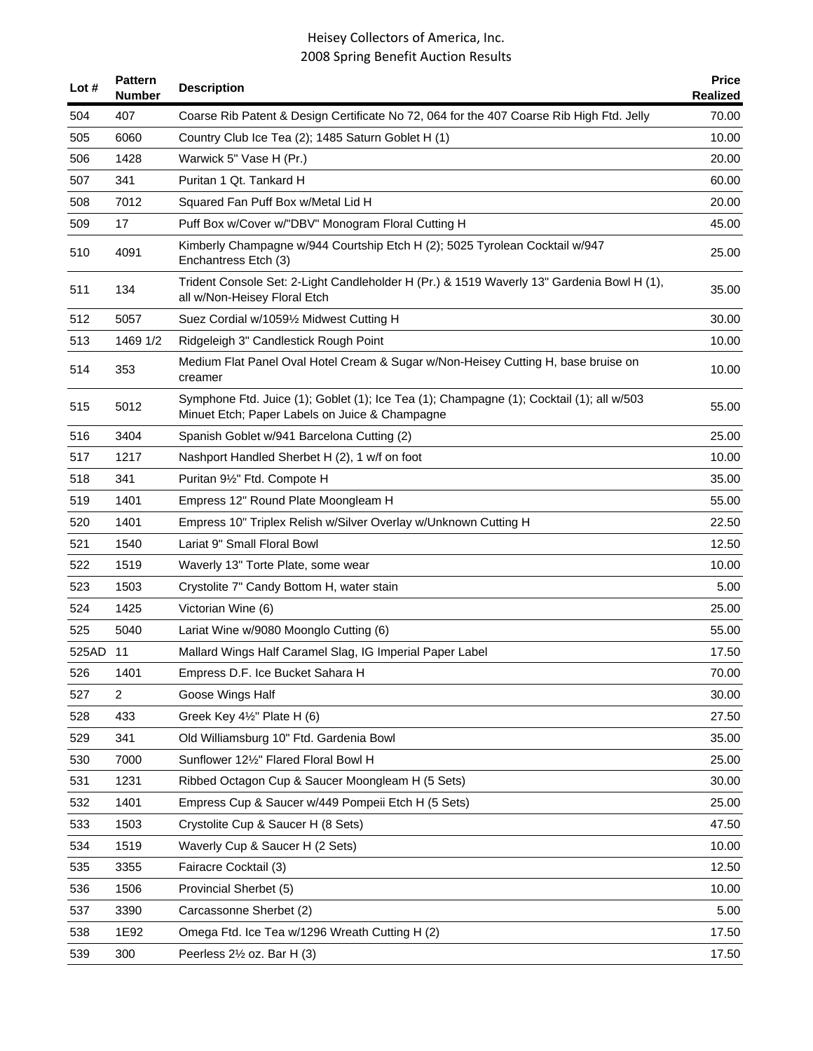| Lot # | Pattern Number | Description | Price Realized |
|---|---|---|---|
| 504 | 407 | Coarse Rib Patent & Design Certificate No 72, 064 for the 407 Coarse Rib High Ftd. Jelly | 70.00 |
| 505 | 6060 | Country Club Ice Tea (2); 1485 Saturn Goblet H (1) | 10.00 |
| 506 | 1428 | Warwick 5" Vase H (Pr.) | 20.00 |
| 507 | 341 | Puritan 1 Qt. Tankard H | 60.00 |
| 508 | 7012 | Squared Fan Puff Box w/Metal Lid H | 20.00 |
| 509 | 17 | Puff Box w/Cover w/"DBV" Monogram Floral Cutting H | 45.00 |
| 510 | 4091 | Kimberly Champagne w/944 Courtship Etch H (2); 5025 Tyrolean Cocktail w/947 Enchantress Etch (3) | 25.00 |
| 511 | 134 | Trident Console Set: 2-Light Candleholder H (Pr.) & 1519 Waverly 13" Gardenia Bowl H (1), all w/Non-Heisey Floral Etch | 35.00 |
| 512 | 5057 | Suez Cordial w/1059½ Midwest Cutting H | 30.00 |
| 513 | 1469 1/2 | Ridgeleigh 3" Candlestick Rough Point | 10.00 |
| 514 | 353 | Medium Flat Panel Oval Hotel Cream & Sugar w/Non-Heisey Cutting H, base bruise on creamer | 10.00 |
| 515 | 5012 | Symphone Ftd. Juice (1); Goblet (1); Ice Tea (1); Champagne (1); Cocktail (1); all w/503 Minuet Etch; Paper Labels on Juice & Champagne | 55.00 |
| 516 | 3404 | Spanish Goblet w/941 Barcelona Cutting (2) | 25.00 |
| 517 | 1217 | Nashport Handled Sherbet H (2), 1 w/f on foot | 10.00 |
| 518 | 341 | Puritan 9½" Ftd. Compote H | 35.00 |
| 519 | 1401 | Empress 12" Round Plate Moongleam H | 55.00 |
| 520 | 1401 | Empress 10" Triplex Relish w/Silver Overlay w/Unknown Cutting H | 22.50 |
| 521 | 1540 | Lariat 9" Small Floral Bowl | 12.50 |
| 522 | 1519 | Waverly 13" Torte Plate, some wear | 10.00 |
| 523 | 1503 | Crystolite 7" Candy Bottom H, water stain | 5.00 |
| 524 | 1425 | Victorian Wine (6) | 25.00 |
| 525 | 5040 | Lariat Wine w/9080 Moonglo Cutting (6) | 55.00 |
| 525AD | 11 | Mallard Wings Half Caramel Slag, IG Imperial Paper Label | 17.50 |
| 526 | 1401 | Empress D.F. Ice Bucket Sahara H | 70.00 |
| 527 | 2 | Goose Wings Half | 30.00 |
| 528 | 433 | Greek Key 4½" Plate H (6) | 27.50 |
| 529 | 341 | Old Williamsburg 10" Ftd. Gardenia Bowl | 35.00 |
| 530 | 7000 | Sunflower 12½" Flared Floral Bowl H | 25.00 |
| 531 | 1231 | Ribbed Octagon Cup & Saucer Moongleam H (5 Sets) | 30.00 |
| 532 | 1401 | Empress Cup & Saucer w/449 Pompeii Etch H (5 Sets) | 25.00 |
| 533 | 1503 | Crystolite Cup & Saucer H (8 Sets) | 47.50 |
| 534 | 1519 | Waverly Cup & Saucer H (2 Sets) | 10.00 |
| 535 | 3355 | Fairacre Cocktail (3) | 12.50 |
| 536 | 1506 | Provincial Sherbet (5) | 10.00 |
| 537 | 3390 | Carcassonne Sherbet (2) | 5.00 |
| 538 | 1E92 | Omega Ftd. Ice Tea w/1296 Wreath Cutting H (2) | 17.50 |
| 539 | 300 | Peerless 2½ oz. Bar H (3) | 17.50 |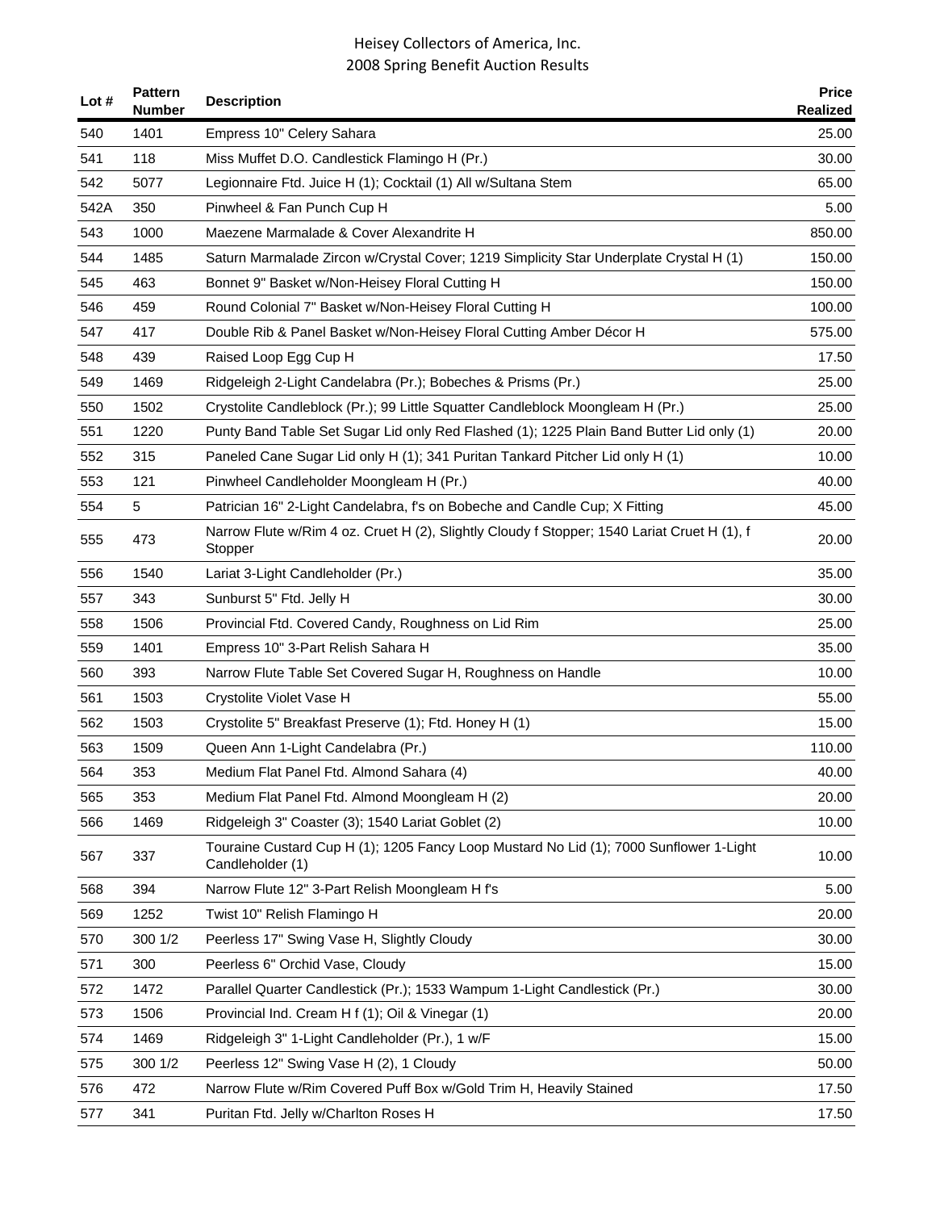# Heisey Collectors of America, Inc.
## 2008 Spring Benefit Auction Results

| Lot # | Pattern Number | Description | Price Realized |
|---|---|---|---|
| 540 | 1401 | Empress 10" Celery Sahara | 25.00 |
| 541 | 118 | Miss Muffet D.O. Candlestick Flamingo H (Pr.) | 30.00 |
| 542 | 5077 | Legionnaire Ftd. Juice H (1); Cocktail (1) All w/Sultana Stem | 65.00 |
| 542A | 350 | Pinwheel & Fan Punch Cup H | 5.00 |
| 543 | 1000 | Maezene Marmalade & Cover Alexandrite H | 850.00 |
| 544 | 1485 | Saturn Marmalade Zircon w/Crystal Cover; 1219 Simplicity Star Underplate Crystal H (1) | 150.00 |
| 545 | 463 | Bonnet 9" Basket w/Non-Heisey Floral Cutting H | 150.00 |
| 546 | 459 | Round Colonial 7" Basket w/Non-Heisey Floral Cutting H | 100.00 |
| 547 | 417 | Double Rib & Panel Basket w/Non-Heisey Floral Cutting Amber Décor H | 575.00 |
| 548 | 439 | Raised Loop Egg Cup H | 17.50 |
| 549 | 1469 | Ridgeleigh 2-Light Candelabra (Pr.); Bobeches & Prisms (Pr.) | 25.00 |
| 550 | 1502 | Crystolite Candleblock (Pr.); 99 Little Squatter Candleblock Moongleam H (Pr.) | 25.00 |
| 551 | 1220 | Punty Band Table Set Sugar Lid only Red Flashed (1); 1225 Plain Band Butter Lid only (1) | 20.00 |
| 552 | 315 | Paneled Cane Sugar Lid only H (1); 341 Puritan Tankard Pitcher Lid only H (1) | 10.00 |
| 553 | 121 | Pinwheel Candleholder Moongleam H (Pr.) | 40.00 |
| 554 | 5 | Patrician 16" 2-Light Candelabra, f's on Bobeche and Candle Cup; X Fitting | 45.00 |
| 555 | 473 | Narrow Flute w/Rim 4 oz. Cruet H (2), Slightly Cloudy f Stopper; 1540 Lariat Cruet H (1), f Stopper | 20.00 |
| 556 | 1540 | Lariat 3-Light Candleholder (Pr.) | 35.00 |
| 557 | 343 | Sunburst 5" Ftd. Jelly H | 30.00 |
| 558 | 1506 | Provincial Ftd. Covered Candy, Roughness on Lid Rim | 25.00 |
| 559 | 1401 | Empress 10" 3-Part Relish Sahara H | 35.00 |
| 560 | 393 | Narrow Flute Table Set Covered Sugar H, Roughness on Handle | 10.00 |
| 561 | 1503 | Crystolite Violet Vase H | 55.00 |
| 562 | 1503 | Crystolite 5" Breakfast Preserve (1); Ftd. Honey H (1) | 15.00 |
| 563 | 1509 | Queen Ann 1-Light Candelabra (Pr.) | 110.00 |
| 564 | 353 | Medium Flat Panel Ftd. Almond Sahara (4) | 40.00 |
| 565 | 353 | Medium Flat Panel Ftd. Almond Moongleam H (2) | 20.00 |
| 566 | 1469 | Ridgeleigh 3" Coaster (3); 1540 Lariat Goblet (2) | 10.00 |
| 567 | 337 | Touraine Custard Cup H (1); 1205 Fancy Loop Mustard No Lid (1); 7000 Sunflower 1-Light Candleholder (1) | 10.00 |
| 568 | 394 | Narrow Flute 12" 3-Part Relish Moongleam H f's | 5.00 |
| 569 | 1252 | Twist 10" Relish Flamingo H | 20.00 |
| 570 | 300 1/2 | Peerless 17" Swing Vase H, Slightly Cloudy | 30.00 |
| 571 | 300 | Peerless 6" Orchid Vase, Cloudy | 15.00 |
| 572 | 1472 | Parallel Quarter Candlestick (Pr.); 1533 Wampum 1-Light Candlestick (Pr.) | 30.00 |
| 573 | 1506 | Provincial Ind. Cream H f (1); Oil & Vinegar (1) | 20.00 |
| 574 | 1469 | Ridgeleigh 3" 1-Light Candleholder (Pr.), 1 w/F | 15.00 |
| 575 | 300 1/2 | Peerless 12" Swing Vase H (2), 1 Cloudy | 50.00 |
| 576 | 472 | Narrow Flute w/Rim Covered Puff Box w/Gold Trim H, Heavily Stained | 17.50 |
| 577 | 341 | Puritan Ftd. Jelly w/Charlton Roses H | 17.50 |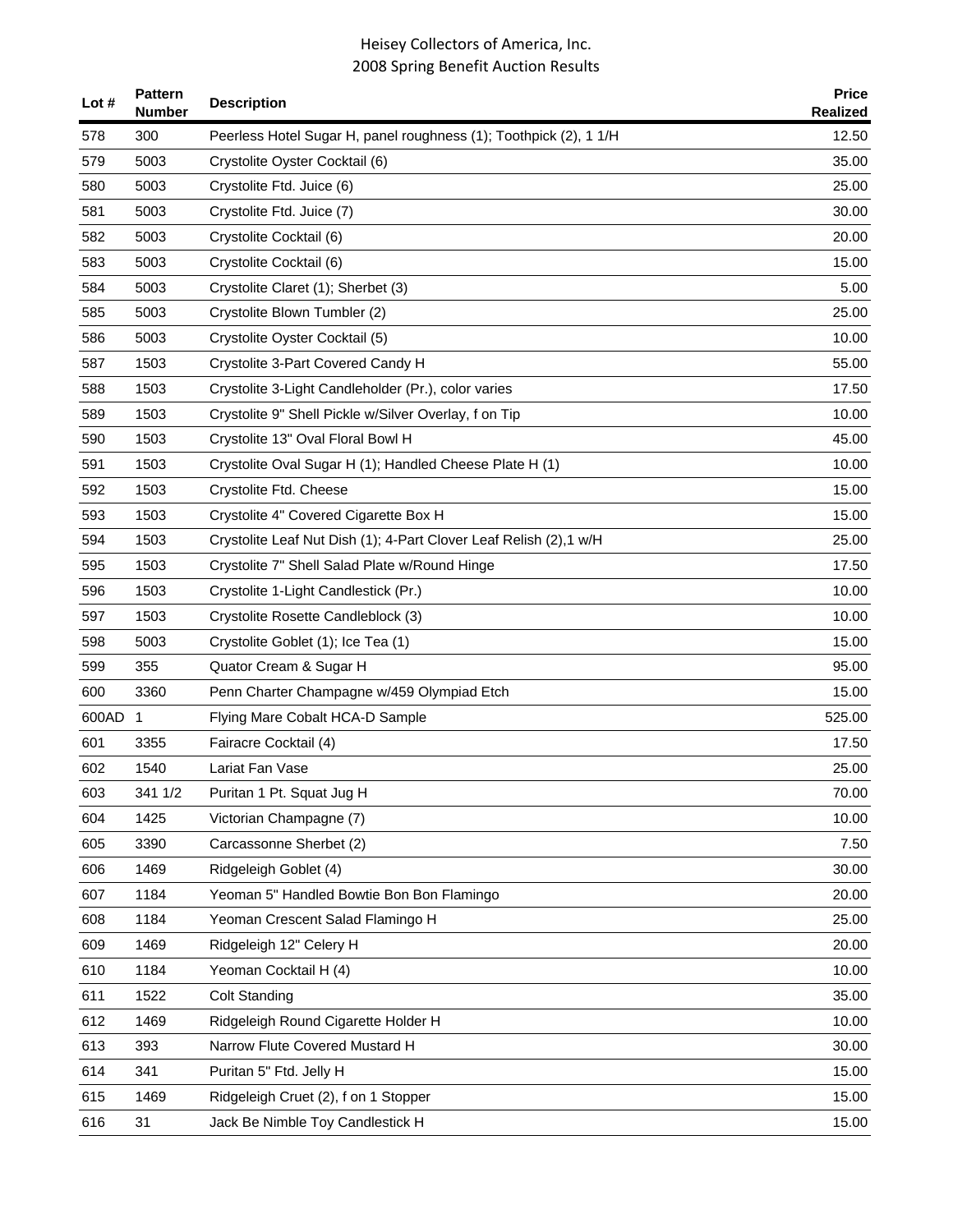| Lot # | Pattern Number | Description | Price Realized |
|---|---|---|---|
| 578 | 300 | Peerless Hotel Sugar H, panel roughness (1); Toothpick (2), 1 1/H | 12.50 |
| 579 | 5003 | Crystolite Oyster Cocktail (6) | 35.00 |
| 580 | 5003 | Crystolite Ftd. Juice (6) | 25.00 |
| 581 | 5003 | Crystolite Ftd. Juice (7) | 30.00 |
| 582 | 5003 | Crystolite Cocktail (6) | 20.00 |
| 583 | 5003 | Crystolite Cocktail (6) | 15.00 |
| 584 | 5003 | Crystolite Claret (1); Sherbet (3) | 5.00 |
| 585 | 5003 | Crystolite Blown Tumbler (2) | 25.00 |
| 586 | 5003 | Crystolite Oyster Cocktail (5) | 10.00 |
| 587 | 1503 | Crystolite 3-Part Covered Candy H | 55.00 |
| 588 | 1503 | Crystolite 3-Light Candleholder (Pr.), color varies | 17.50 |
| 589 | 1503 | Crystolite 9" Shell Pickle w/Silver Overlay, f on Tip | 10.00 |
| 590 | 1503 | Crystolite 13" Oval Floral Bowl H | 45.00 |
| 591 | 1503 | Crystolite Oval Sugar H (1); Handled Cheese Plate H (1) | 10.00 |
| 592 | 1503 | Crystolite Ftd. Cheese | 15.00 |
| 593 | 1503 | Crystolite 4" Covered Cigarette Box H | 15.00 |
| 594 | 1503 | Crystolite Leaf Nut Dish (1); 4-Part Clover Leaf Relish (2),1 w/H | 25.00 |
| 595 | 1503 | Crystolite 7" Shell Salad Plate w/Round Hinge | 17.50 |
| 596 | 1503 | Crystolite 1-Light Candlestick (Pr.) | 10.00 |
| 597 | 1503 | Crystolite Rosette Candleblock (3) | 10.00 |
| 598 | 5003 | Crystolite Goblet (1); Ice Tea (1) | 15.00 |
| 599 | 355 | Quator Cream & Sugar H | 95.00 |
| 600 | 3360 | Penn Charter Champagne w/459 Olympiad Etch | 15.00 |
| 600AD | 1 | Flying Mare Cobalt HCA-D Sample | 525.00 |
| 601 | 3355 | Fairacre Cocktail (4) | 17.50 |
| 602 | 1540 | Lariat Fan Vase | 25.00 |
| 603 | 341 1/2 | Puritan 1 Pt. Squat Jug H | 70.00 |
| 604 | 1425 | Victorian Champagne (7) | 10.00 |
| 605 | 3390 | Carcassonne Sherbet (2) | 7.50 |
| 606 | 1469 | Ridgeleigh Goblet (4) | 30.00 |
| 607 | 1184 | Yeoman 5" Handled Bowtie Bon Bon Flamingo | 20.00 |
| 608 | 1184 | Yeoman Crescent Salad Flamingo H | 25.00 |
| 609 | 1469 | Ridgeleigh 12" Celery H | 20.00 |
| 610 | 1184 | Yeoman Cocktail H (4) | 10.00 |
| 611 | 1522 | Colt Standing | 35.00 |
| 612 | 1469 | Ridgeleigh Round Cigarette Holder H | 10.00 |
| 613 | 393 | Narrow Flute Covered Mustard H | 30.00 |
| 614 | 341 | Puritan 5" Ftd. Jelly H | 15.00 |
| 615 | 1469 | Ridgeleigh Cruet (2), f on 1 Stopper | 15.00 |
| 616 | 31 | Jack Be Nimble Toy Candlestick H | 15.00 |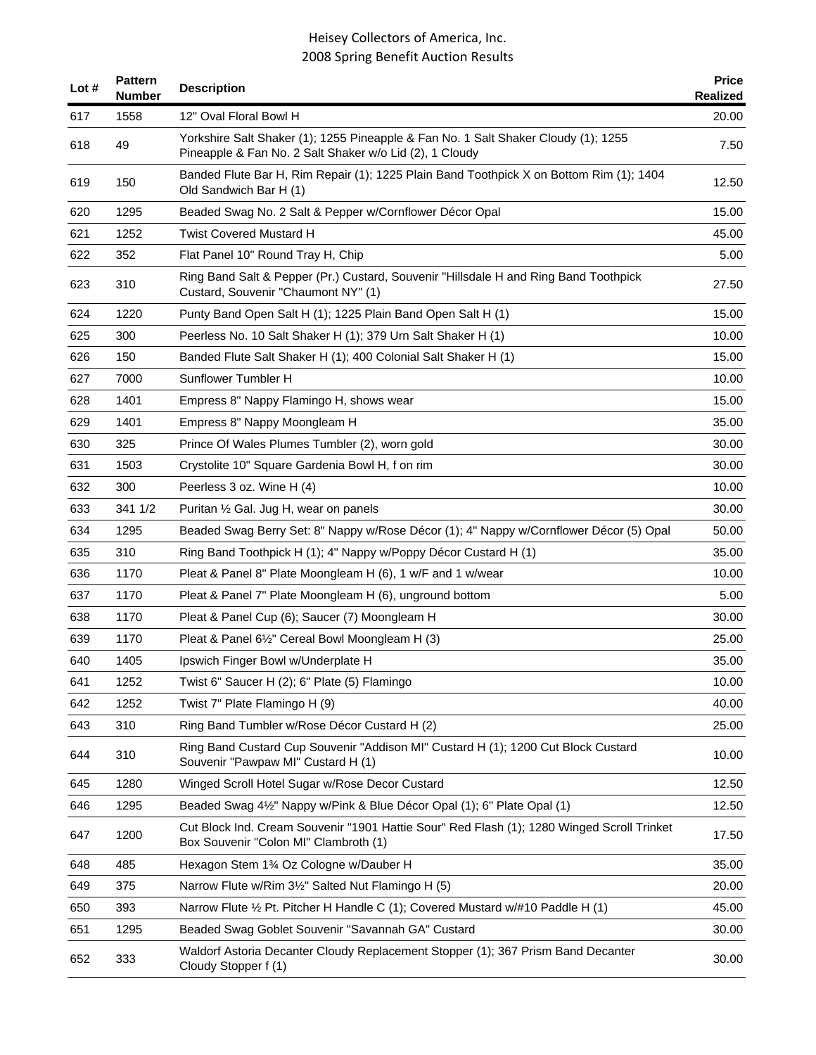# Heisey Collectors of America, Inc.
## 2008 Spring Benefit Auction Results

| Lot # | Pattern Number | Description | Price Realized |
|---|---|---|---|
| 617 | 1558 | 12" Oval Floral Bowl H | 20.00 |
| 618 | 49 | Yorkshire Salt Shaker (1); 1255 Pineapple & Fan No. 1 Salt Shaker Cloudy (1); 1255 Pineapple & Fan No. 2 Salt Shaker w/o Lid (2), 1 Cloudy | 7.50 |
| 619 | 150 | Banded Flute Bar H, Rim Repair (1); 1225 Plain Band Toothpick X on Bottom Rim (1); 1404 Old Sandwich Bar H (1) | 12.50 |
| 620 | 1295 | Beaded Swag No. 2 Salt & Pepper w/Cornflower Décor Opal | 15.00 |
| 621 | 1252 | Twist Covered Mustard H | 45.00 |
| 622 | 352 | Flat Panel 10" Round Tray H, Chip | 5.00 |
| 623 | 310 | Ring Band Salt & Pepper (Pr.) Custard, Souvenir "Hillsdale H and Ring Band Toothpick Custard, Souvenir "Chaumont NY" (1) | 27.50 |
| 624 | 1220 | Punty Band Open Salt H (1); 1225 Plain Band Open Salt H (1) | 15.00 |
| 625 | 300 | Peerless No. 10 Salt Shaker H (1); 379 Urn Salt Shaker H (1) | 10.00 |
| 626 | 150 | Banded Flute Salt Shaker H (1); 400 Colonial Salt Shaker H (1) | 15.00 |
| 627 | 7000 | Sunflower Tumbler H | 10.00 |
| 628 | 1401 | Empress 8" Nappy Flamingo H, shows wear | 15.00 |
| 629 | 1401 | Empress 8" Nappy Moongleam H | 35.00 |
| 630 | 325 | Prince Of Wales Plumes Tumbler (2), worn gold | 30.00 |
| 631 | 1503 | Crystolite 10" Square Gardenia Bowl H, f on rim | 30.00 |
| 632 | 300 | Peerless 3 oz. Wine H (4) | 10.00 |
| 633 | 341 1/2 | Puritan ½ Gal. Jug H, wear on panels | 30.00 |
| 634 | 1295 | Beaded Swag Berry Set: 8" Nappy w/Rose Décor (1); 4" Nappy w/Cornflower Décor (5) Opal | 50.00 |
| 635 | 310 | Ring Band Toothpick H (1); 4" Nappy w/Poppy Décor Custard H (1) | 35.00 |
| 636 | 1170 | Pleat & Panel 8" Plate Moongleam H (6), 1 w/F and 1 w/wear | 10.00 |
| 637 | 1170 | Pleat & Panel 7" Plate Moongleam H (6), unground bottom | 5.00 |
| 638 | 1170 | Pleat & Panel Cup (6); Saucer (7) Moongleam H | 30.00 |
| 639 | 1170 | Pleat & Panel 6½" Cereal Bowl Moongleam H (3) | 25.00 |
| 640 | 1405 | Ipswich Finger Bowl w/Underplate H | 35.00 |
| 641 | 1252 | Twist 6" Saucer H (2); 6" Plate (5) Flamingo | 10.00 |
| 642 | 1252 | Twist 7" Plate Flamingo H (9) | 40.00 |
| 643 | 310 | Ring Band Tumbler w/Rose Décor Custard H (2) | 25.00 |
| 644 | 310 | Ring Band Custard Cup Souvenir "Addison MI" Custard H (1); 1200 Cut Block Custard Souvenir "Pawpaw MI" Custard H (1) | 10.00 |
| 645 | 1280 | Winged Scroll Hotel Sugar w/Rose Decor Custard | 12.50 |
| 646 | 1295 | Beaded Swag 4½" Nappy w/Pink & Blue Décor Opal (1); 6" Plate Opal (1) | 12.50 |
| 647 | 1200 | Cut Block Ind. Cream Souvenir "1901 Hattie Sour" Red Flash (1); 1280 Winged Scroll Trinket Box Souvenir "Colon MI" Clambroth (1) | 17.50 |
| 648 | 485 | Hexagon Stem 1¾ Oz Cologne w/Dauber H | 35.00 |
| 649 | 375 | Narrow Flute w/Rim 3½" Salted Nut Flamingo H (5) | 20.00 |
| 650 | 393 | Narrow Flute ½ Pt. Pitcher H Handle C (1); Covered Mustard w/#10 Paddle H (1) | 45.00 |
| 651 | 1295 | Beaded Swag Goblet Souvenir "Savannah GA" Custard | 30.00 |
| 652 | 333 | Waldorf Astoria Decanter Cloudy Replacement Stopper (1); 367 Prism Band Decanter Cloudy Stopper f (1) | 30.00 |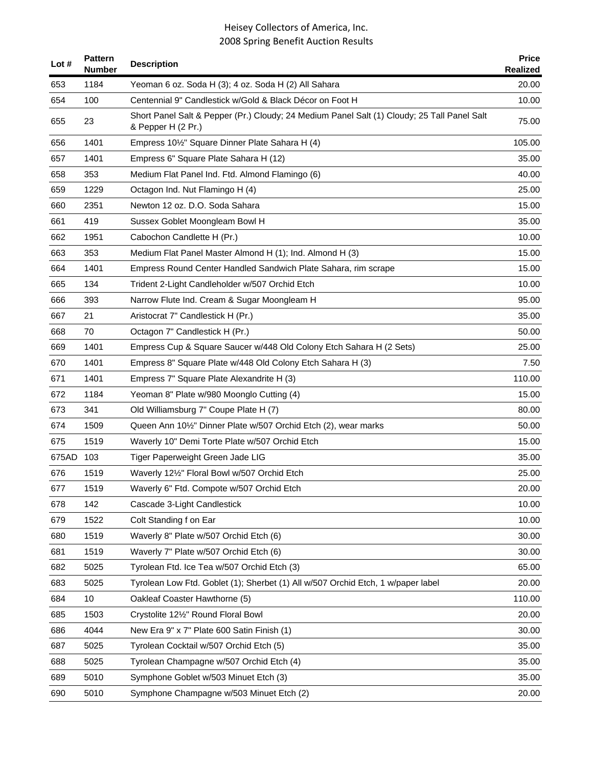Heisey Collectors of America, Inc.
2008 Spring Benefit Auction Results

| Lot # | Pattern Number | Description | Price Realized |
|---|---|---|---|
| 653 | 1184 | Yeoman 6 oz. Soda H (3); 4 oz. Soda H (2) All Sahara | 20.00 |
| 654 | 100 | Centennial 9" Candlestick w/Gold & Black Décor on Foot H | 10.00 |
| 655 | 23 | Short Panel Salt & Pepper (Pr.) Cloudy; 24 Medium Panel Salt (1) Cloudy; 25 Tall Panel Salt & Pepper H (2 Pr.) | 75.00 |
| 656 | 1401 | Empress 10½" Square Dinner Plate Sahara H (4) | 105.00 |
| 657 | 1401 | Empress 6" Square Plate Sahara H (12) | 35.00 |
| 658 | 353 | Medium Flat Panel Ind. Ftd. Almond Flamingo (6) | 40.00 |
| 659 | 1229 | Octagon Ind. Nut Flamingo H (4) | 25.00 |
| 660 | 2351 | Newton 12 oz. D.O. Soda Sahara | 15.00 |
| 661 | 419 | Sussex Goblet Moongleam Bowl H | 35.00 |
| 662 | 1951 | Cabochon Candlette H (Pr.) | 10.00 |
| 663 | 353 | Medium Flat Panel Master Almond H (1); Ind. Almond H (3) | 15.00 |
| 664 | 1401 | Empress Round Center Handled Sandwich Plate Sahara, rim scrape | 15.00 |
| 665 | 134 | Trident 2-Light Candleholder w/507 Orchid Etch | 10.00 |
| 666 | 393 | Narrow Flute Ind. Cream & Sugar Moongleam H | 95.00 |
| 667 | 21 | Aristocrat 7" Candlestick H (Pr.) | 35.00 |
| 668 | 70 | Octagon 7" Candlestick H (Pr.) | 50.00 |
| 669 | 1401 | Empress Cup & Square Saucer w/448 Old Colony Etch Sahara H (2 Sets) | 25.00 |
| 670 | 1401 | Empress 8" Square Plate w/448 Old Colony Etch Sahara H (3) | 7.50 |
| 671 | 1401 | Empress 7" Square Plate Alexandrite H (3) | 110.00 |
| 672 | 1184 | Yeoman 8" Plate w/980 Moonglo Cutting (4) | 15.00 |
| 673 | 341 | Old Williamsburg 7" Coupe Plate H (7) | 80.00 |
| 674 | 1509 | Queen Ann 10½" Dinner Plate w/507 Orchid Etch (2), wear marks | 50.00 |
| 675 | 1519 | Waverly 10" Demi Torte Plate w/507 Orchid Etch | 15.00 |
| 675AD | 103 | Tiger Paperweight Green Jade LIG | 35.00 |
| 676 | 1519 | Waverly 12½" Floral Bowl w/507 Orchid Etch | 25.00 |
| 677 | 1519 | Waverly 6" Ftd. Compote w/507 Orchid Etch | 20.00 |
| 678 | 142 | Cascade 3-Light Candlestick | 10.00 |
| 679 | 1522 | Colt Standing f on Ear | 10.00 |
| 680 | 1519 | Waverly 8" Plate w/507 Orchid Etch (6) | 30.00 |
| 681 | 1519 | Waverly 7" Plate w/507 Orchid Etch (6) | 30.00 |
| 682 | 5025 | Tyrolean Ftd. Ice Tea w/507 Orchid Etch (3) | 65.00 |
| 683 | 5025 | Tyrolean Low Ftd. Goblet (1); Sherbet (1) All w/507 Orchid Etch, 1 w/paper label | 20.00 |
| 684 | 10 | Oakleaf Coaster Hawthorne (5) | 110.00 |
| 685 | 1503 | Crystolite 12½" Round Floral Bowl | 20.00 |
| 686 | 4044 | New Era 9" x 7" Plate 600 Satin Finish (1) | 30.00 |
| 687 | 5025 | Tyrolean Cocktail w/507 Orchid Etch (5) | 35.00 |
| 688 | 5025 | Tyrolean Champagne w/507 Orchid Etch (4) | 35.00 |
| 689 | 5010 | Symphone Goblet w/503 Minuet Etch (3) | 35.00 |
| 690 | 5010 | Symphone Champagne w/503 Minuet Etch (2) | 20.00 |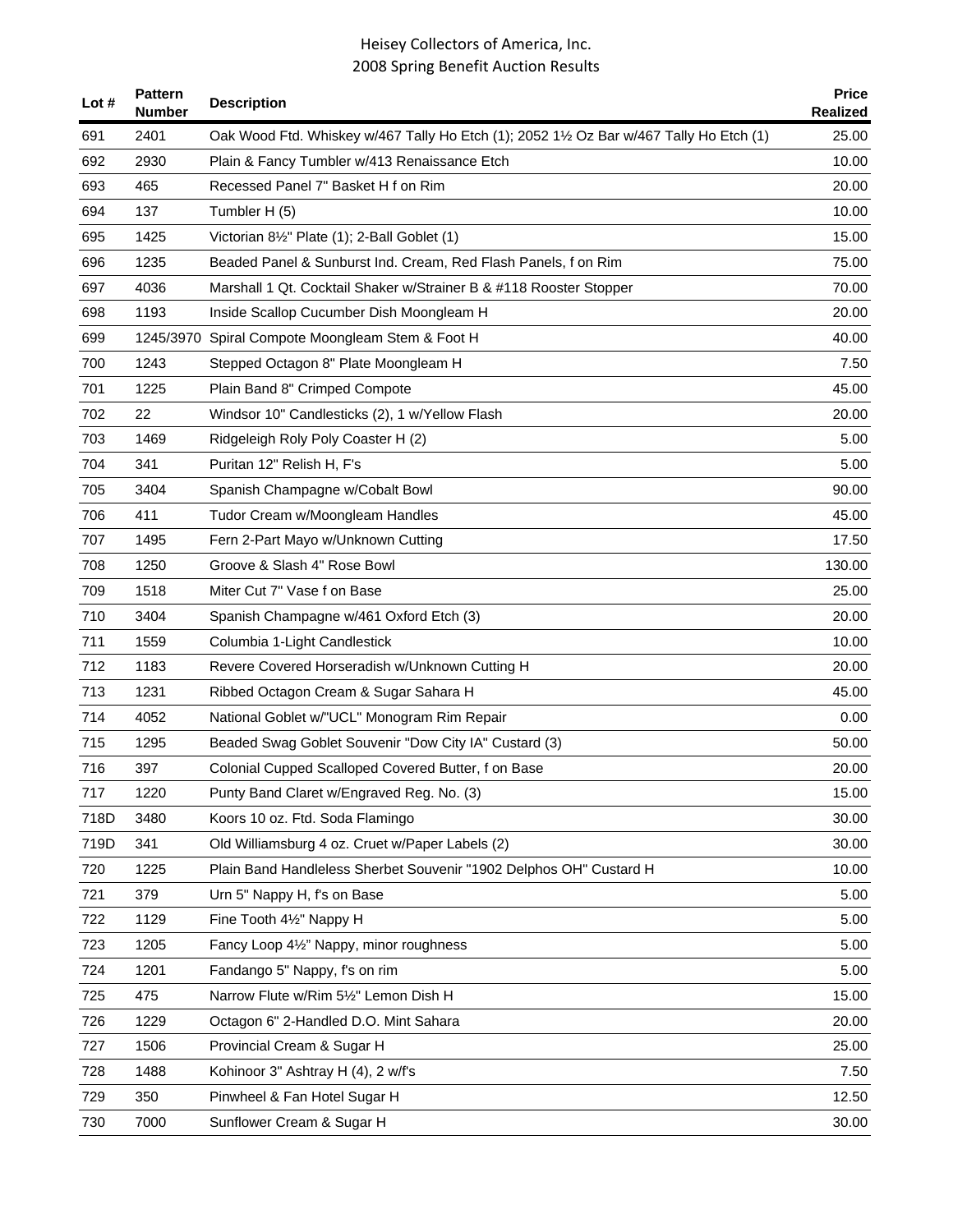Heisey Collectors of America, Inc.
2008 Spring Benefit Auction Results

| Lot # | Pattern Number | Description | Price Realized |
|---|---|---|---|
| 691 | 2401 | Oak Wood Ftd. Whiskey w/467 Tally Ho Etch (1); 2052 1½ Oz Bar w/467 Tally Ho Etch (1) | 25.00 |
| 692 | 2930 | Plain & Fancy Tumbler w/413 Renaissance Etch | 10.00 |
| 693 | 465 | Recessed Panel 7" Basket H f on Rim | 20.00 |
| 694 | 137 | Tumbler H (5) | 10.00 |
| 695 | 1425 | Victorian 8½" Plate (1); 2-Ball Goblet (1) | 15.00 |
| 696 | 1235 | Beaded Panel & Sunburst Ind. Cream, Red Flash Panels, f on Rim | 75.00 |
| 697 | 4036 | Marshall 1 Qt. Cocktail Shaker w/Strainer B & #118 Rooster Stopper | 70.00 |
| 698 | 1193 | Inside Scallop Cucumber Dish Moongleam H | 20.00 |
| 699 | 1245/3970 | Spiral Compote Moongleam Stem & Foot H | 40.00 |
| 700 | 1243 | Stepped Octagon 8" Plate Moongleam H | 7.50 |
| 701 | 1225 | Plain Band 8" Crimped Compote | 45.00 |
| 702 | 22 | Windsor 10" Candlesticks (2), 1 w/Yellow Flash | 20.00 |
| 703 | 1469 | Ridgeleigh Roly Poly Coaster H (2) | 5.00 |
| 704 | 341 | Puritan 12" Relish H, F's | 5.00 |
| 705 | 3404 | Spanish Champagne w/Cobalt Bowl | 90.00 |
| 706 | 411 | Tudor Cream w/Moongleam Handles | 45.00 |
| 707 | 1495 | Fern 2-Part Mayo w/Unknown Cutting | 17.50 |
| 708 | 1250 | Groove & Slash 4" Rose Bowl | 130.00 |
| 709 | 1518 | Miter Cut 7" Vase f on Base | 25.00 |
| 710 | 3404 | Spanish Champagne w/461 Oxford Etch (3) | 20.00 |
| 711 | 1559 | Columbia 1-Light Candlestick | 10.00 |
| 712 | 1183 | Revere Covered Horseradish w/Unknown Cutting H | 20.00 |
| 713 | 1231 | Ribbed Octagon Cream & Sugar Sahara H | 45.00 |
| 714 | 4052 | National Goblet w/"UCL" Monogram Rim Repair | 0.00 |
| 715 | 1295 | Beaded Swag Goblet Souvenir "Dow City IA" Custard (3) | 50.00 |
| 716 | 397 | Colonial Cupped Scalloped Covered Butter, f on Base | 20.00 |
| 717 | 1220 | Punty Band Claret w/Engraved Reg. No. (3) | 15.00 |
| 718D | 3480 | Koors 10 oz. Ftd. Soda Flamingo | 30.00 |
| 719D | 341 | Old Williamsburg 4 oz. Cruet w/Paper Labels (2) | 30.00 |
| 720 | 1225 | Plain Band Handleless Sherbet Souvenir "1902 Delphos OH" Custard H | 10.00 |
| 721 | 379 | Urn 5" Nappy H, f's on Base | 5.00 |
| 722 | 1129 | Fine Tooth 4½" Nappy H | 5.00 |
| 723 | 1205 | Fancy Loop 4½" Nappy, minor roughness | 5.00 |
| 724 | 1201 | Fandango 5" Nappy, f's on rim | 5.00 |
| 725 | 475 | Narrow Flute w/Rim 5½" Lemon Dish H | 15.00 |
| 726 | 1229 | Octagon 6" 2-Handled D.O. Mint Sahara | 20.00 |
| 727 | 1506 | Provincial Cream & Sugar H | 25.00 |
| 728 | 1488 | Kohinoor 3" Ashtray H (4), 2 w/f's | 7.50 |
| 729 | 350 | Pinwheel & Fan Hotel Sugar H | 12.50 |
| 730 | 7000 | Sunflower Cream & Sugar H | 30.00 |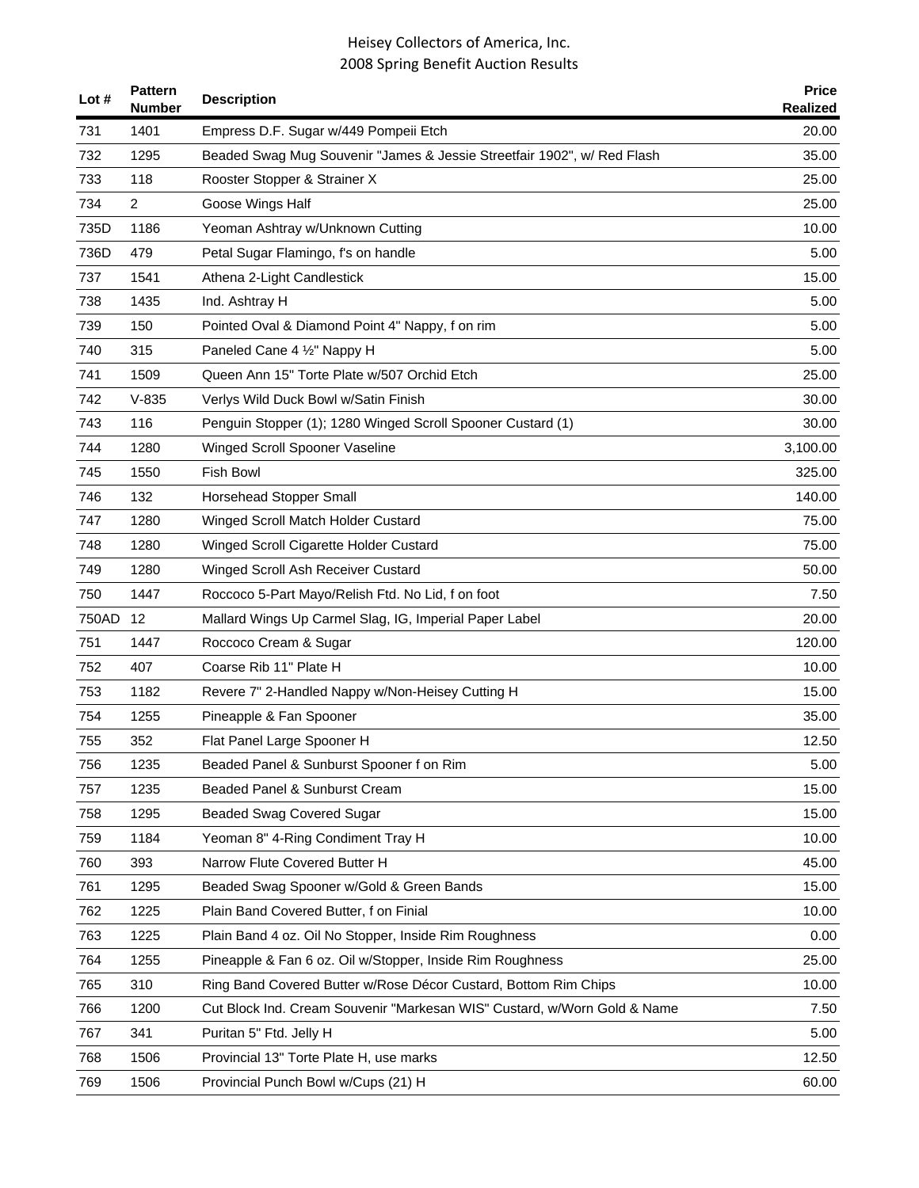Heisey Collectors of America, Inc.
2008 Spring Benefit Auction Results

| Lot # | Pattern Number | Description | Price Realized |
|---|---|---|---|
| 731 | 1401 | Empress D.F. Sugar w/449 Pompeii Etch | 20.00 |
| 732 | 1295 | Beaded Swag Mug Souvenir "James & Jessie Streetfair 1902", w/ Red Flash | 35.00 |
| 733 | 118 | Rooster Stopper & Strainer X | 25.00 |
| 734 | 2 | Goose Wings Half | 25.00 |
| 735D | 1186 | Yeoman Ashtray w/Unknown Cutting | 10.00 |
| 736D | 479 | Petal Sugar Flamingo, f's on handle | 5.00 |
| 737 | 1541 | Athena 2-Light Candlestick | 15.00 |
| 738 | 1435 | Ind. Ashtray H | 5.00 |
| 739 | 150 | Pointed Oval & Diamond Point 4" Nappy, f on rim | 5.00 |
| 740 | 315 | Paneled Cane 4 ½" Nappy H | 5.00 |
| 741 | 1509 | Queen Ann 15" Torte Plate w/507 Orchid Etch | 25.00 |
| 742 | V-835 | Verlys Wild Duck Bowl w/Satin Finish | 30.00 |
| 743 | 116 | Penguin Stopper (1); 1280 Winged Scroll Spooner Custard (1) | 30.00 |
| 744 | 1280 | Winged Scroll Spooner Vaseline | 3,100.00 |
| 745 | 1550 | Fish Bowl | 325.00 |
| 746 | 132 | Horsehead Stopper Small | 140.00 |
| 747 | 1280 | Winged Scroll Match Holder Custard | 75.00 |
| 748 | 1280 | Winged Scroll Cigarette Holder Custard | 75.00 |
| 749 | 1280 | Winged Scroll Ash Receiver Custard | 50.00 |
| 750 | 1447 | Roccoco 5-Part Mayo/Relish Ftd. No Lid, f on foot | 7.50 |
| 750AD | 12 | Mallard Wings Up Carmel Slag, IG, Imperial Paper Label | 20.00 |
| 751 | 1447 | Roccoco Cream & Sugar | 120.00 |
| 752 | 407 | Coarse Rib 11" Plate H | 10.00 |
| 753 | 1182 | Revere 7" 2-Handled Nappy w/Non-Heisey Cutting H | 15.00 |
| 754 | 1255 | Pineapple & Fan Spooner | 35.00 |
| 755 | 352 | Flat Panel Large Spooner H | 12.50 |
| 756 | 1235 | Beaded Panel & Sunburst Spooner f on Rim | 5.00 |
| 757 | 1235 | Beaded Panel & Sunburst Cream | 15.00 |
| 758 | 1295 | Beaded Swag Covered Sugar | 15.00 |
| 759 | 1184 | Yeoman 8" 4-Ring Condiment Tray H | 10.00 |
| 760 | 393 | Narrow Flute Covered Butter H | 45.00 |
| 761 | 1295 | Beaded Swag Spooner w/Gold & Green Bands | 15.00 |
| 762 | 1225 | Plain Band Covered Butter, f on Finial | 10.00 |
| 763 | 1225 | Plain Band 4 oz. Oil No Stopper, Inside Rim Roughness | 0.00 |
| 764 | 1255 | Pineapple & Fan 6 oz. Oil w/Stopper, Inside Rim Roughness | 25.00 |
| 765 | 310 | Ring Band Covered Butter w/Rose Décor Custard, Bottom Rim Chips | 10.00 |
| 766 | 1200 | Cut Block Ind. Cream Souvenir "Markesan WIS" Custard, w/Worn Gold & Name | 7.50 |
| 767 | 341 | Puritan 5" Ftd. Jelly H | 5.00 |
| 768 | 1506 | Provincial 13" Torte Plate H, use marks | 12.50 |
| 769 | 1506 | Provincial Punch Bowl w/Cups (21) H | 60.00 |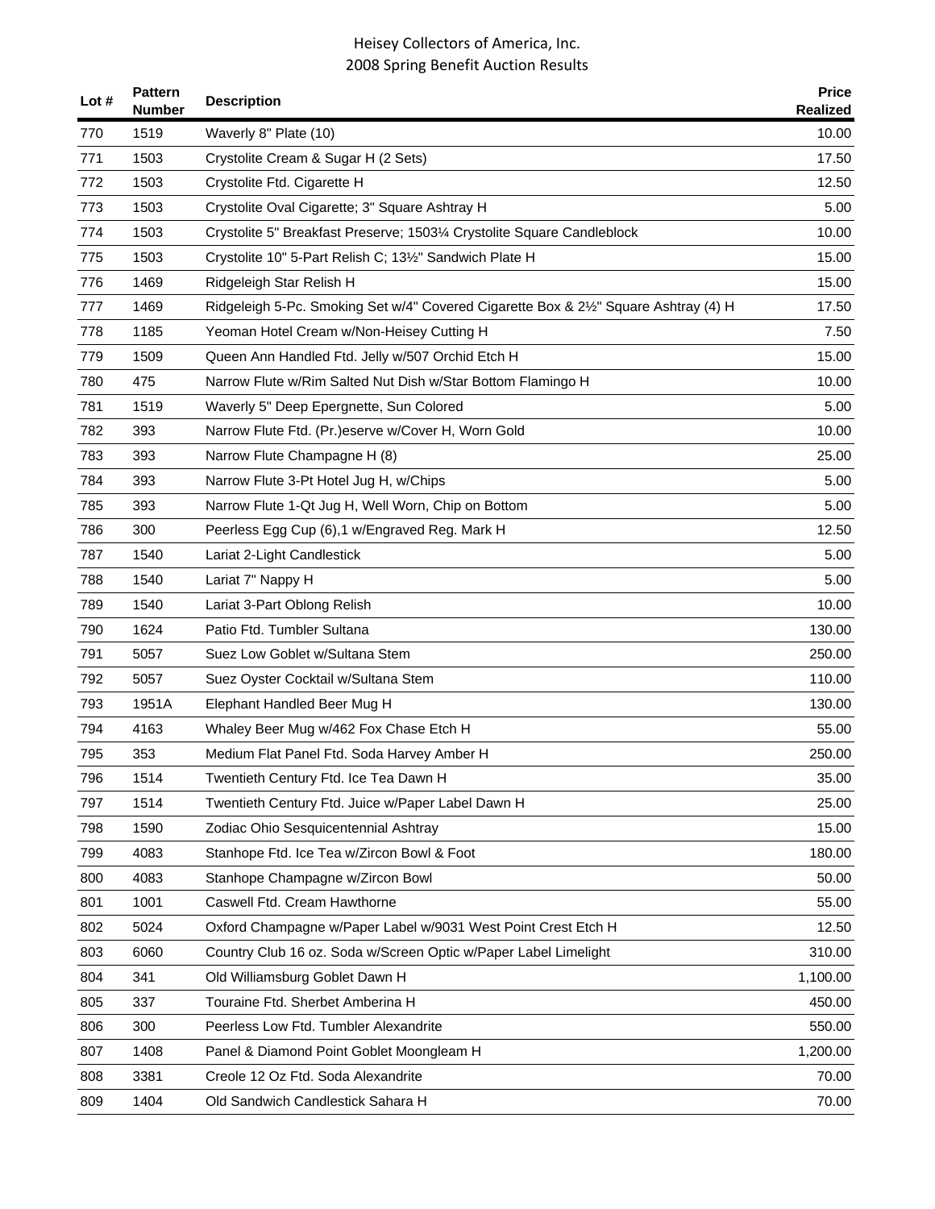# Heisey Collectors of America, Inc.
## 2008 Spring Benefit Auction Results

| Lot # | Pattern Number | Description | Price Realized |
|---|---|---|---|
| 770 | 1519 | Waverly 8" Plate (10) | 10.00 |
| 771 | 1503 | Crystolite Cream & Sugar H (2 Sets) | 17.50 |
| 772 | 1503 | Crystolite Ftd. Cigarette H | 12.50 |
| 773 | 1503 | Crystolite Oval Cigarette; 3" Square Ashtray H | 5.00 |
| 774 | 1503 | Crystolite 5" Breakfast Preserve; 1503¼ Crystolite Square Candleblock | 10.00 |
| 775 | 1503 | Crystolite 10" 5-Part Relish C; 13½" Sandwich Plate H | 15.00 |
| 776 | 1469 | Ridgeleigh Star Relish H | 15.00 |
| 777 | 1469 | Ridgeleigh 5-Pc. Smoking Set w/4" Covered Cigarette Box & 2½" Square Ashtray (4) H | 17.50 |
| 778 | 1185 | Yeoman Hotel Cream w/Non-Heisey Cutting H | 7.50 |
| 779 | 1509 | Queen Ann Handled Ftd. Jelly w/507 Orchid Etch H | 15.00 |
| 780 | 475 | Narrow Flute w/Rim Salted Nut Dish w/Star Bottom Flamingo H | 10.00 |
| 781 | 1519 | Waverly 5" Deep Epergnette, Sun Colored | 5.00 |
| 782 | 393 | Narrow Flute Ftd. (Pr.)eserve w/Cover H, Worn Gold | 10.00 |
| 783 | 393 | Narrow Flute Champagne H (8) | 25.00 |
| 784 | 393 | Narrow Flute 3-Pt Hotel Jug H, w/Chips | 5.00 |
| 785 | 393 | Narrow Flute 1-Qt Jug H, Well Worn, Chip on Bottom | 5.00 |
| 786 | 300 | Peerless Egg Cup (6),1 w/Engraved Reg. Mark H | 12.50 |
| 787 | 1540 | Lariat 2-Light Candlestick | 5.00 |
| 788 | 1540 | Lariat 7" Nappy H | 5.00 |
| 789 | 1540 | Lariat 3-Part Oblong Relish | 10.00 |
| 790 | 1624 | Patio Ftd. Tumbler Sultana | 130.00 |
| 791 | 5057 | Suez Low Goblet w/Sultana Stem | 250.00 |
| 792 | 5057 | Suez Oyster Cocktail w/Sultana Stem | 110.00 |
| 793 | 1951A | Elephant Handled Beer Mug H | 130.00 |
| 794 | 4163 | Whaley Beer Mug w/462 Fox Chase Etch H | 55.00 |
| 795 | 353 | Medium Flat Panel Ftd. Soda Harvey Amber H | 250.00 |
| 796 | 1514 | Twentieth Century Ftd. Ice Tea Dawn H | 35.00 |
| 797 | 1514 | Twentieth Century Ftd. Juice w/Paper Label Dawn H | 25.00 |
| 798 | 1590 | Zodiac Ohio Sesquicentennial Ashtray | 15.00 |
| 799 | 4083 | Stanhope Ftd. Ice Tea w/Zircon Bowl & Foot | 180.00 |
| 800 | 4083 | Stanhope Champagne w/Zircon Bowl | 50.00 |
| 801 | 1001 | Caswell Ftd. Cream Hawthorne | 55.00 |
| 802 | 5024 | Oxford Champagne w/Paper Label w/9031 West Point Crest Etch H | 12.50 |
| 803 | 6060 | Country Club 16 oz. Soda w/Screen Optic w/Paper Label Limelight | 310.00 |
| 804 | 341 | Old Williamsburg Goblet Dawn H | 1,100.00 |
| 805 | 337 | Touraine Ftd. Sherbet Amberina H | 450.00 |
| 806 | 300 | Peerless Low Ftd. Tumbler Alexandrite | 550.00 |
| 807 | 1408 | Panel & Diamond Point Goblet Moongleam H | 1,200.00 |
| 808 | 3381 | Creole 12 Oz Ftd. Soda Alexandrite | 70.00 |
| 809 | 1404 | Old Sandwich Candlestick Sahara H | 70.00 |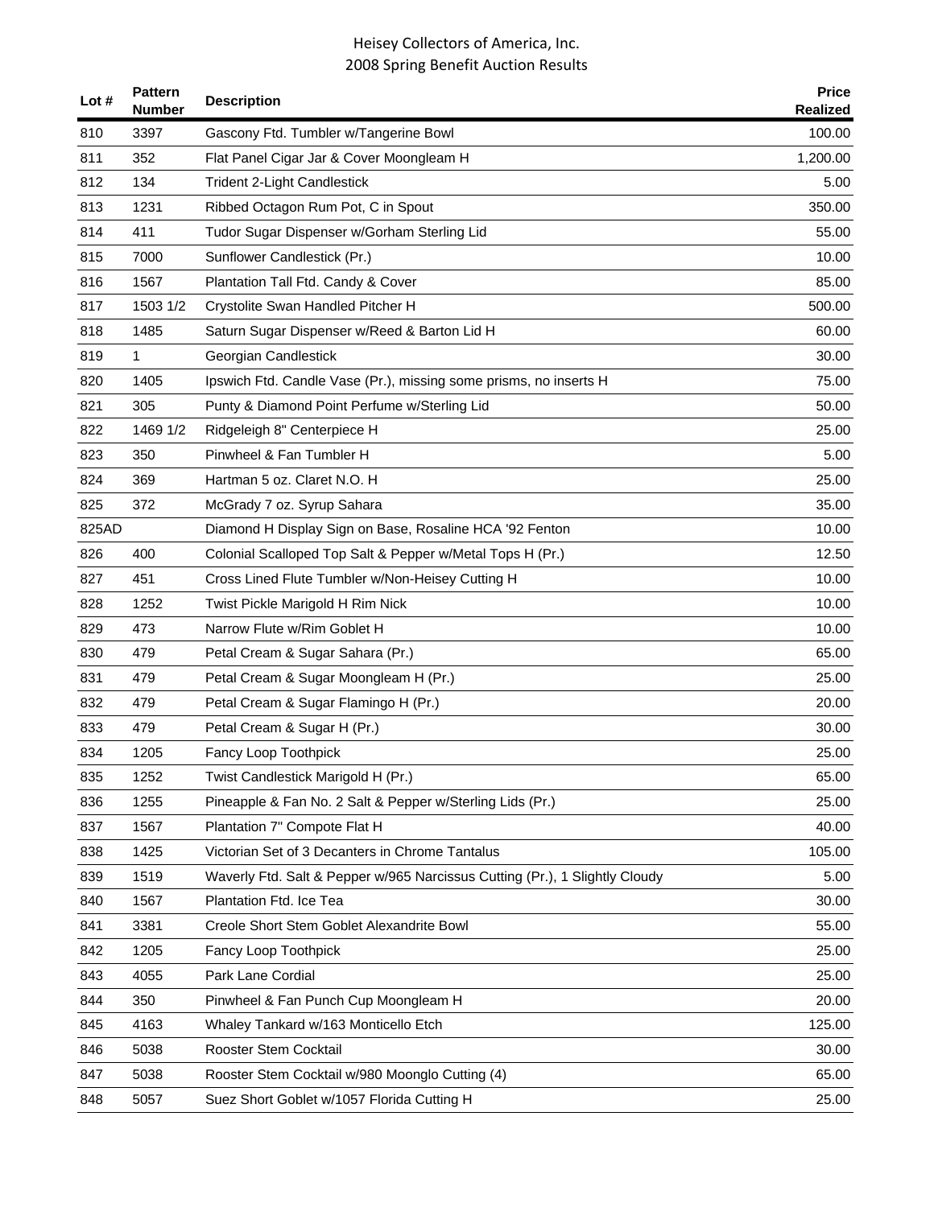| Lot # | Pattern Number | Description | Price Realized |
|---|---|---|---|
| 810 | 3397 | Gascony Ftd. Tumbler w/Tangerine Bowl | 100.00 |
| 811 | 352 | Flat Panel Cigar Jar & Cover Moongleam H | 1,200.00 |
| 812 | 134 | Trident 2-Light Candlestick | 5.00 |
| 813 | 1231 | Ribbed Octagon Rum Pot, C in Spout | 350.00 |
| 814 | 411 | Tudor Sugar Dispenser w/Gorham Sterling Lid | 55.00 |
| 815 | 7000 | Sunflower Candlestick (Pr.) | 10.00 |
| 816 | 1567 | Plantation Tall Ftd. Candy & Cover | 85.00 |
| 817 | 1503 1/2 | Crystolite Swan Handled Pitcher H | 500.00 |
| 818 | 1485 | Saturn Sugar Dispenser w/Reed & Barton Lid H | 60.00 |
| 819 | 1 | Georgian Candlestick | 30.00 |
| 820 | 1405 | Ipswich Ftd. Candle Vase (Pr.), missing some prisms, no inserts H | 75.00 |
| 821 | 305 | Punty & Diamond Point Perfume w/Sterling Lid | 50.00 |
| 822 | 1469 1/2 | Ridgeleigh 8" Centerpiece H | 25.00 |
| 823 | 350 | Pinwheel & Fan Tumbler H | 5.00 |
| 824 | 369 | Hartman 5 oz. Claret N.O. H | 25.00 |
| 825 | 372 | McGrady 7 oz. Syrup Sahara | 35.00 |
| 825AD | | Diamond H Display Sign on Base, Rosaline HCA '92 Fenton | 10.00 |
| 826 | 400 | Colonial Scalloped Top Salt & Pepper w/Metal Tops H (Pr.) | 12.50 |
| 827 | 451 | Cross Lined Flute Tumbler w/Non-Heisey Cutting H | 10.00 |
| 828 | 1252 | Twist Pickle Marigold H Rim Nick | 10.00 |
| 829 | 473 | Narrow Flute w/Rim Goblet H | 10.00 |
| 830 | 479 | Petal Cream & Sugar Sahara (Pr.) | 65.00 |
| 831 | 479 | Petal Cream & Sugar Moongleam H (Pr.) | 25.00 |
| 832 | 479 | Petal Cream & Sugar Flamingo H (Pr.) | 20.00 |
| 833 | 479 | Petal Cream & Sugar H (Pr.) | 30.00 |
| 834 | 1205 | Fancy Loop Toothpick | 25.00 |
| 835 | 1252 | Twist Candlestick Marigold H (Pr.) | 65.00 |
| 836 | 1255 | Pineapple & Fan No. 2 Salt & Pepper w/Sterling Lids (Pr.) | 25.00 |
| 837 | 1567 | Plantation 7" Compote Flat H | 40.00 |
| 838 | 1425 | Victorian Set of 3 Decanters in Chrome Tantalus | 105.00 |
| 839 | 1519 | Waverly Ftd. Salt & Pepper w/965 Narcissus Cutting (Pr.), 1 Slightly Cloudy | 5.00 |
| 840 | 1567 | Plantation Ftd. Ice Tea | 30.00 |
| 841 | 3381 | Creole Short Stem Goblet Alexandrite Bowl | 55.00 |
| 842 | 1205 | Fancy Loop Toothpick | 25.00 |
| 843 | 4055 | Park Lane Cordial | 25.00 |
| 844 | 350 | Pinwheel & Fan Punch Cup Moongleam H | 20.00 |
| 845 | 4163 | Whaley Tankard w/163 Monticello Etch | 125.00 |
| 846 | 5038 | Rooster Stem Cocktail | 30.00 |
| 847 | 5038 | Rooster Stem Cocktail w/980 Moonglo Cutting (4) | 65.00 |
| 848 | 5057 | Suez Short Goblet w/1057 Florida Cutting H | 25.00 |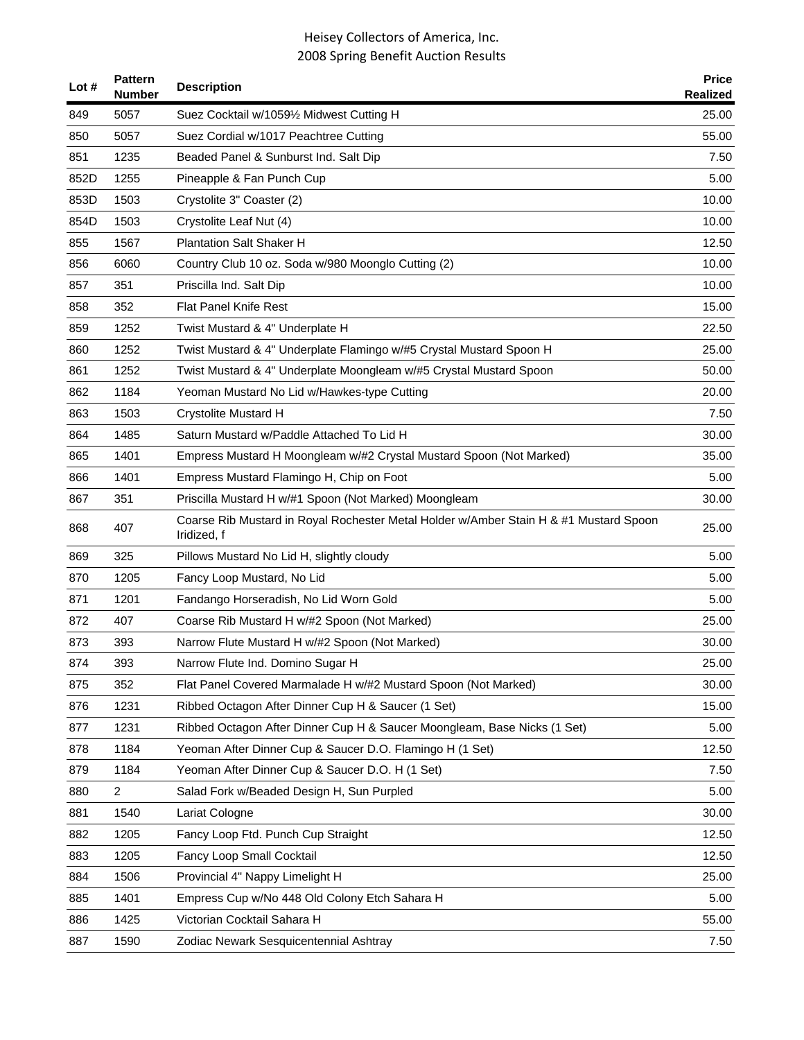| Lot # | Pattern Number | Description | Price Realized |
|---|---|---|---|
| 849 | 5057 | Suez Cocktail w/1059½ Midwest Cutting H | 25.00 |
| 850 | 5057 | Suez Cordial w/1017 Peachtree Cutting | 55.00 |
| 851 | 1235 | Beaded Panel & Sunburst Ind. Salt Dip | 7.50 |
| 852D | 1255 | Pineapple & Fan Punch Cup | 5.00 |
| 853D | 1503 | Crystolite 3" Coaster (2) | 10.00 |
| 854D | 1503 | Crystolite Leaf Nut (4) | 10.00 |
| 855 | 1567 | Plantation Salt Shaker H | 12.50 |
| 856 | 6060 | Country Club 10 oz. Soda w/980 Moonglo Cutting (2) | 10.00 |
| 857 | 351 | Priscilla Ind. Salt Dip | 10.00 |
| 858 | 352 | Flat Panel Knife Rest | 15.00 |
| 859 | 1252 | Twist Mustard & 4" Underplate H | 22.50 |
| 860 | 1252 | Twist Mustard & 4" Underplate Flamingo w/#5 Crystal Mustard Spoon H | 25.00 |
| 861 | 1252 | Twist Mustard & 4" Underplate Moongleam w/#5 Crystal Mustard Spoon | 50.00 |
| 862 | 1184 | Yeoman Mustard No Lid w/Hawkes-type Cutting | 20.00 |
| 863 | 1503 | Crystolite Mustard H | 7.50 |
| 864 | 1485 | Saturn Mustard w/Paddle Attached To Lid H | 30.00 |
| 865 | 1401 | Empress Mustard H Moongleam w/#2 Crystal Mustard Spoon (Not Marked) | 35.00 |
| 866 | 1401 | Empress Mustard Flamingo H, Chip on Foot | 5.00 |
| 867 | 351 | Priscilla Mustard H w/#1 Spoon (Not Marked) Moongleam | 30.00 |
| 868 | 407 | Coarse Rib Mustard in Royal Rochester Metal Holder w/Amber Stain H & #1 Mustard Spoon Iridized, f | 25.00 |
| 869 | 325 | Pillows Mustard No Lid H, slightly cloudy | 5.00 |
| 870 | 1205 | Fancy Loop Mustard, No Lid | 5.00 |
| 871 | 1201 | Fandango Horseradish, No Lid Worn Gold | 5.00 |
| 872 | 407 | Coarse Rib Mustard H w/#2 Spoon (Not Marked) | 25.00 |
| 873 | 393 | Narrow Flute Mustard H w/#2 Spoon (Not Marked) | 30.00 |
| 874 | 393 | Narrow Flute Ind. Domino Sugar H | 25.00 |
| 875 | 352 | Flat Panel Covered Marmalade H w/#2 Mustard Spoon (Not Marked) | 30.00 |
| 876 | 1231 | Ribbed Octagon After Dinner Cup H & Saucer (1 Set) | 15.00 |
| 877 | 1231 | Ribbed Octagon After Dinner Cup H & Saucer Moongleam, Base Nicks (1 Set) | 5.00 |
| 878 | 1184 | Yeoman After Dinner Cup & Saucer D.O. Flamingo H (1 Set) | 12.50 |
| 879 | 1184 | Yeoman After Dinner Cup & Saucer D.O. H (1 Set) | 7.50 |
| 880 | 2 | Salad Fork w/Beaded Design H, Sun Purpled | 5.00 |
| 881 | 1540 | Lariat Cologne | 30.00 |
| 882 | 1205 | Fancy Loop Ftd. Punch Cup Straight | 12.50 |
| 883 | 1205 | Fancy Loop Small Cocktail | 12.50 |
| 884 | 1506 | Provincial 4" Nappy Limelight H | 25.00 |
| 885 | 1401 | Empress Cup w/No 448 Old Colony Etch Sahara H | 5.00 |
| 886 | 1425 | Victorian Cocktail Sahara H | 55.00 |
| 887 | 1590 | Zodiac Newark Sesquicentennial Ashtray | 7.50 |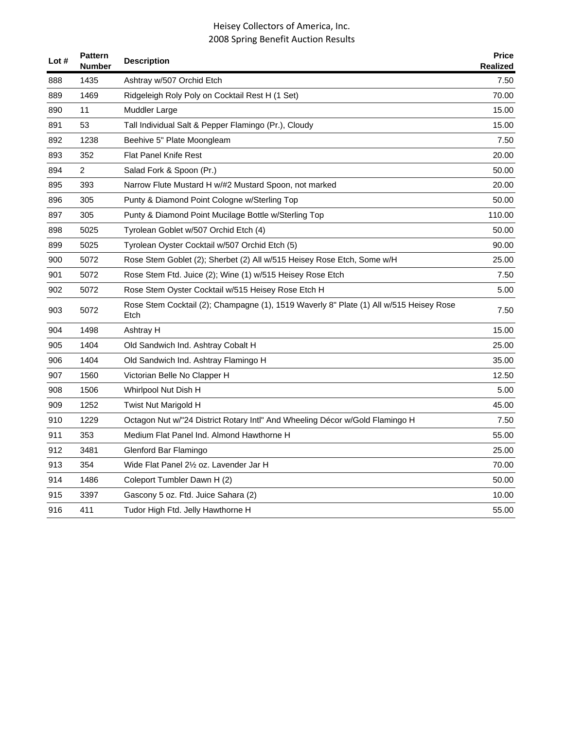| Lot # | Pattern Number | Description | Price Realized |
|---|---|---|---|
| 888 | 1435 | Ashtray w/507 Orchid Etch | 7.50 |
| 889 | 1469 | Ridgeleigh Roly Poly on Cocktail Rest H (1 Set) | 70.00 |
| 890 | 11 | Muddler Large | 15.00 |
| 891 | 53 | Tall Individual Salt & Pepper Flamingo (Pr.), Cloudy | 15.00 |
| 892 | 1238 | Beehive 5" Plate Moongleam | 7.50 |
| 893 | 352 | Flat Panel Knife Rest | 20.00 |
| 894 | 2 | Salad Fork & Spoon (Pr.) | 50.00 |
| 895 | 393 | Narrow Flute Mustard H w/#2 Mustard Spoon, not marked | 20.00 |
| 896 | 305 | Punty & Diamond Point Cologne w/Sterling Top | 50.00 |
| 897 | 305 | Punty & Diamond Point Mucilage Bottle w/Sterling Top | 110.00 |
| 898 | 5025 | Tyrolean Goblet w/507 Orchid Etch (4) | 50.00 |
| 899 | 5025 | Tyrolean Oyster Cocktail w/507 Orchid Etch (5) | 90.00 |
| 900 | 5072 | Rose Stem Goblet (2); Sherbet (2) All w/515 Heisey Rose Etch, Some w/H | 25.00 |
| 901 | 5072 | Rose Stem Ftd. Juice (2); Wine (1) w/515 Heisey Rose Etch | 7.50 |
| 902 | 5072 | Rose Stem Oyster Cocktail w/515 Heisey Rose Etch H | 5.00 |
| 903 | 5072 | Rose Stem Cocktail (2); Champagne (1), 1519 Waverly 8" Plate (1) All w/515 Heisey Rose Etch | 7.50 |
| 904 | 1498 | Ashtray H | 15.00 |
| 905 | 1404 | Old Sandwich Ind. Ashtray Cobalt H | 25.00 |
| 906 | 1404 | Old Sandwich Ind. Ashtray Flamingo H | 35.00 |
| 907 | 1560 | Victorian Belle No Clapper H | 12.50 |
| 908 | 1506 | Whirlpool Nut Dish H | 5.00 |
| 909 | 1252 | Twist Nut Marigold H | 45.00 |
| 910 | 1229 | Octagon Nut w/"24 District Rotary Intl" And Wheeling Décor w/Gold Flamingo H | 7.50 |
| 911 | 353 | Medium Flat Panel Ind. Almond Hawthorne H | 55.00 |
| 912 | 3481 | Glenford Bar Flamingo | 25.00 |
| 913 | 354 | Wide Flat Panel 2½ oz. Lavender Jar H | 70.00 |
| 914 | 1486 | Coleport Tumbler Dawn H (2) | 50.00 |
| 915 | 3397 | Gascony 5 oz. Ftd. Juice Sahara (2) | 10.00 |
| 916 | 411 | Tudor High Ftd. Jelly Hawthorne H | 55.00 |